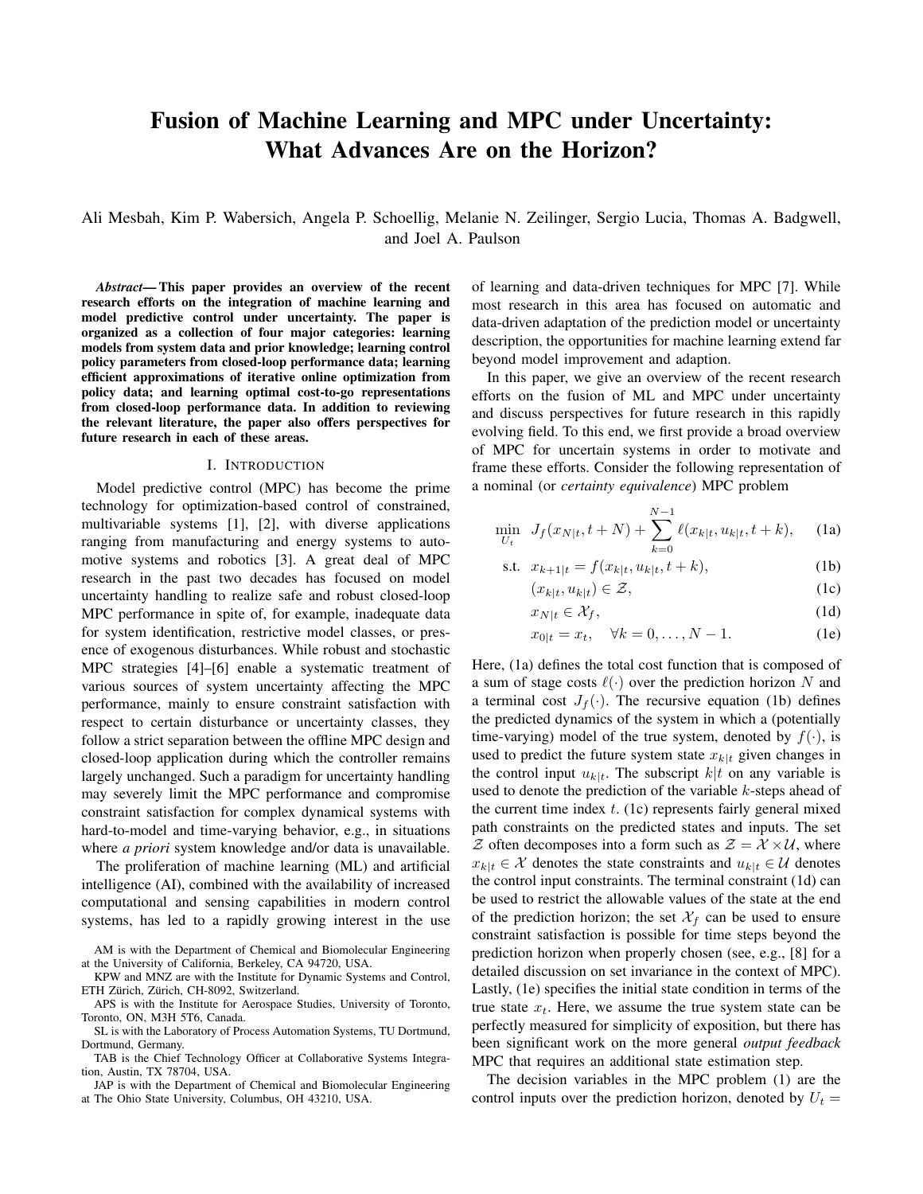# Fusion of Machine Learning and MPC under Uncertainty: What Advances Are on the Horizon?

Ali Mesbah, Kim P. Wabersich, Angela P. Schoellig, Melanie N. Zeilinger, Sergio Lucia, Thomas A. Badgwell, and Joel A. Paulson

***Abstract*— This paper provides an overview of the recent research efforts on the integration of machine learning and model predictive control under uncertainty. The paper is organized as a collection of four major categories: learning models from system data and prior knowledge; learning control policy parameters from closed-loop performance data; learning efficient approximations of iterative online optimization from policy data; and learning optimal cost-to-go representations from closed-loop performance data. In addition to reviewing the relevant literature, the paper also offers perspectives for future research in each of these areas.**

## I. Introduction

Model predictive control (MPC) has become the prime technology for optimization-based control of constrained, multivariable systems [1], [2], with diverse applications ranging from manufacturing and energy systems to automotive systems and robotics [3]. A great deal of MPC research in the past two decades has focused on model uncertainty handling to realize safe and robust closed-loop MPC performance in spite of, for example, inadequate data for system identification, restrictive model classes, or presence of exogenous disturbances. While robust and stochastic MPC strategies [4]–[6] enable a systematic treatment of various sources of system uncertainty affecting the MPC performance, mainly to ensure constraint satisfaction with respect to certain disturbance or uncertainty classes, they follow a strict separation between the offline MPC design and closed-loop application during which the controller remains largely unchanged. Such a paradigm for uncertainty handling may severely limit the MPC performance and compromise constraint satisfaction for complex dynamical systems with hard-to-model and time-varying behavior, e.g., in situations where *a priori* system knowledge and/or data is unavailable.

The proliferation of machine learning (ML) and artificial intelligence (AI), combined with the availability of increased computational and sensing capabilities in modern control systems, has led to a rapidly growing interest in the use of learning and data-driven techniques for MPC [7]. While most research in this area has focused on automatic and data-driven adaptation of the prediction model or uncertainty description, the opportunities for machine learning extend far beyond model improvement and adaption.

In this paper, we give an overview of the recent research efforts on the fusion of ML and MPC under uncertainty and discuss perspectives for future research in this rapidly evolving field. To this end, we first provide a broad overview of MPC for uncertain systems in order to motivate and frame these efforts. Consider the following representation of a nominal (or *certainty equivalence*) MPC problem

$$\min_{U_t} \;\; J_f(x_{N|t}, t+N) + \sum_{k=0}^{N-1} \ell(x_{k|t}, u_{k|t}, t+k), \quad \text{(1a)}$$

$$\text{s.t.} \;\; x_{k+1|t} = f(x_{k|t}, u_{k|t}, t+k), \quad \text{(1b)}$$

$$(x_{k|t}, u_{k|t}) \in \mathcal{Z}, \quad \text{(1c)}$$

$$x_{N|t} \in \mathcal{X}_f, \quad \text{(1d)}$$

$$x_{0|t} = x_t, \quad \forall k = 0, \ldots, N-1. \quad \text{(1e)}$$

Here, (1a) defines the total cost function that is composed of a sum of stage costs $\ell(\cdot)$ over the prediction horizon $N$ and a terminal cost $J_f(\cdot)$. The recursive equation (1b) defines the predicted dynamics of the system in which a (potentially time-varying) model of the true system, denoted by $f(\cdot)$, is used to predict the future system state $x_{k|t}$ given changes in the control input $u_{k|t}$. The subscript $k|t$ on any variable is used to denote the prediction of the variable $k$-steps ahead of the current time index $t$. (1c) represents fairly general mixed path constraints on the predicted states and inputs. The set $\mathcal{Z}$ often decomposes into a form such as $\mathcal{Z} = \mathcal{X} \times \mathcal{U}$, where $x_{k|t} \in \mathcal{X}$ denotes the state constraints and $u_{k|t} \in \mathcal{U}$ denotes the control input constraints. The terminal constraint (1d) can be used to restrict the allowable values of the state at the end of the prediction horizon; the set $\mathcal{X}_f$ can be used to ensure constraint satisfaction is possible for time steps beyond the prediction horizon when properly chosen (see, e.g., [8] for a detailed discussion on set invariance in the context of MPC). Lastly, (1e) specifies the initial state condition in terms of the true state $x_t$. Here, we assume the true system state can be perfectly measured for simplicity of exposition, but there has been significant work on the more general *output feedback* MPC that requires an additional state estimation step.

The decision variables in the MPC problem (1) are the control inputs over the prediction horizon, denoted by $U_t =$

AM is with the Department of Chemical and Biomolecular Engineering at the University of California, Berkeley, CA 94720, USA.

KPW and MNZ are with the Institute for Dynamic Systems and Control, ETH Zürich, Zürich, CH-8092, Switzerland.

APS is with the Institute for Aerospace Studies, University of Toronto, Toronto, ON, M3H 5T6, Canada.

SL is with the Laboratory of Process Automation Systems, TU Dortmund, Dortmund, Germany.

TAB is the Chief Technology Officer at Collaborative Systems Integration, Austin, TX 78704, USA.

JAP is with the Department of Chemical and Biomolecular Engineering at The Ohio State University, Columbus, OH 43210, USA.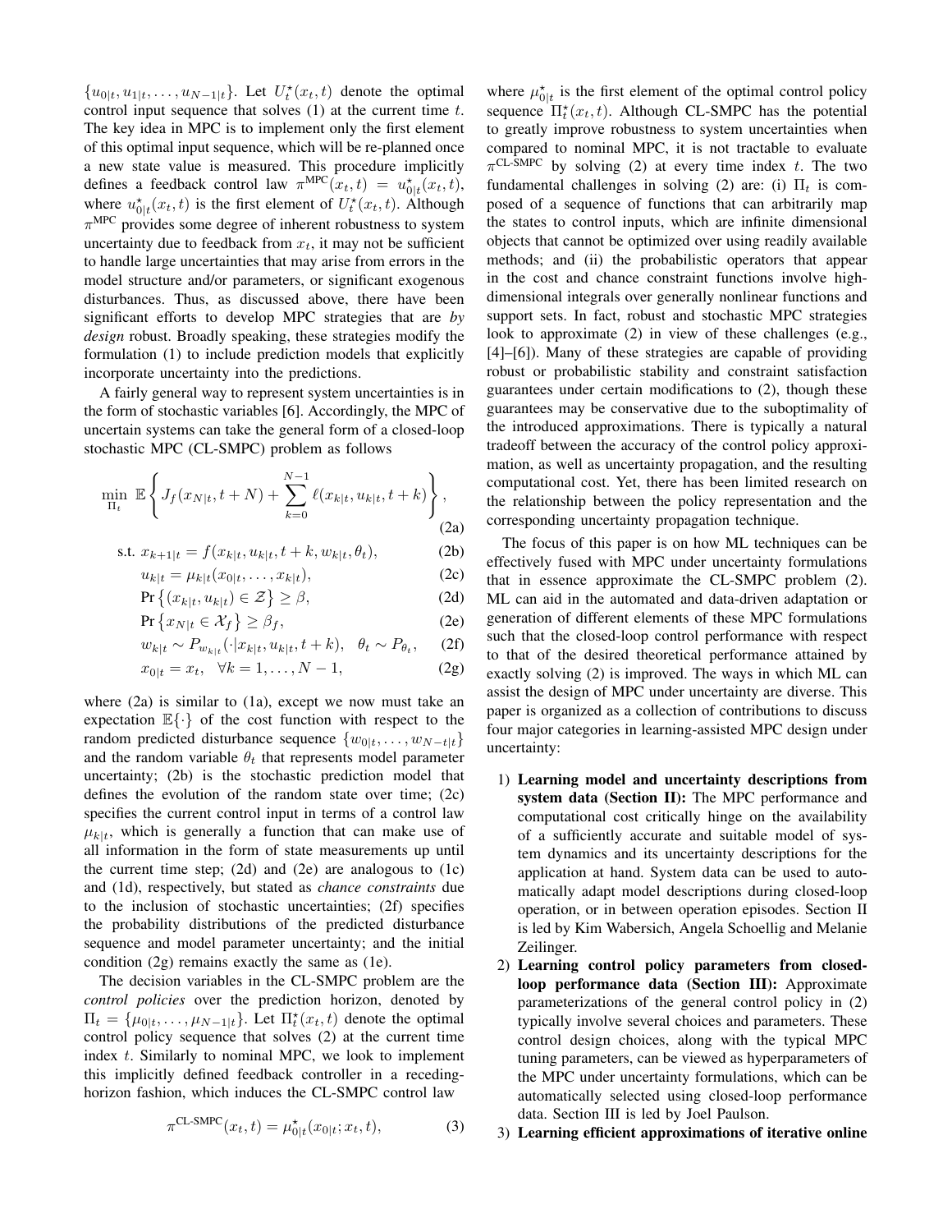$\{u_{0|t}, u_{1|t}, \ldots, u_{N-1|t}\}$. Let $U_t^\star(x_t, t)$ denote the optimal control input sequence that solves (1) at the current time $t$. The key idea in MPC is to implement only the first element of this optimal input sequence, which will be re-planned once a new state value is measured. This procedure implicitly defines a feedback control law $\pi^{\text{MPC}}(x_t, t) = u_{0|t}^\star(x_t, t)$, where $u_{0|t}^\star(x_t, t)$ is the first element of $U_t^\star(x_t, t)$. Although $\pi^{\text{MPC}}$ provides some degree of inherent robustness to system uncertainty due to feedback from $x_t$, it may not be sufficient to handle large uncertainties that may arise from errors in the model structure and/or parameters, or significant exogenous disturbances. Thus, as discussed above, there have been significant efforts to develop MPC strategies that are *by design* robust. Broadly speaking, these strategies modify the formulation (1) to include prediction models that explicitly incorporate uncertainty into the predictions.

A fairly general way to represent system uncertainties is in the form of stochastic variables [6]. Accordingly, the MPC of uncertain systems can take the general form of a closed-loop stochastic MPC (CL-SMPC) problem as follows

$$\min_{\Pi_t} \; \mathbb{E}\left\{ J_f(x_{N|t}, t+N) + \sum_{k=0}^{N-1} \ell(x_{k|t}, u_{k|t}, t+k) \right\}, \tag{2a}$$

$$\text{s.t. } x_{k+1|t} = f(x_{k|t}, u_{k|t}, t+k, w_{k|t}, \theta_t), \tag{2b}$$

$$u_{k|t} = \mu_{k|t}(x_{0|t}, \ldots, x_{k|t}), \tag{2c}$$

$$\Pr\left\{(x_{k|t}, u_{k|t}) \in \mathcal{Z}\right\} \geq \beta, \tag{2d}$$

$$\Pr\left\{x_{N|t} \in \mathcal{X}_f\right\} \geq \beta_f, \tag{2e}$$

$$w_{k|t} \sim P_{w_{k|t}}(\cdot | x_{k|t}, u_{k|t}, t+k), \quad \theta_t \sim P_{\theta_t}, \tag{2f}$$

$$x_{0|t} = x_t, \quad \forall k = 1, \ldots, N-1, \tag{2g}$$

where (2a) is similar to (1a), except we now must take an expectation $\mathbb{E}\{\cdot\}$ of the cost function with respect to the random predicted disturbance sequence $\{w_{0|t}, \ldots, w_{N-t|t}\}$ and the random variable $\theta_t$ that represents model parameter uncertainty; (2b) is the stochastic prediction model that defines the evolution of the random state over time; (2c) specifies the current control input in terms of a control law $\mu_{k|t}$, which is generally a function that can make use of all information in the form of state measurements up until the current time step; (2d) and (2e) are analogous to (1c) and (1d), respectively, but stated as *chance constraints* due to the inclusion of stochastic uncertainties; (2f) specifies the probability distributions of the predicted disturbance sequence and model parameter uncertainty; and the initial condition (2g) remains exactly the same as (1e).

The decision variables in the CL-SMPC problem are the *control policies* over the prediction horizon, denoted by $\Pi_t = \{\mu_{0|t}, \ldots, \mu_{N-1|t}\}$. Let $\Pi_t^\star(x_t, t)$ denote the optimal control policy sequence that solves (2) at the current time index $t$. Similarly to nominal MPC, we look to implement this implicitly defined feedback controller in a receding-horizon fashion, which induces the CL-SMPC control law

$$\pi^{\text{CL-SMPC}}(x_t, t) = \mu_{0|t}^\star(x_{0|t}; x_t, t), \tag{3}$$

where $\mu_{0|t}^\star$ is the first element of the optimal control policy sequence $\Pi_t^\star(x_t, t)$. Although CL-SMPC has the potential to greatly improve robustness to system uncertainties when compared to nominal MPC, it is not tractable to evaluate $\pi^{\text{CL-SMPC}}$ by solving (2) at every time index $t$. The two fundamental challenges in solving (2) are: (i) $\Pi_t$ is composed of a sequence of functions that can arbitrarily map the states to control inputs, which are infinite dimensional objects that cannot be optimized over using readily available methods; and (ii) the probabilistic operators that appear in the cost and chance constraint functions involve high-dimensional integrals over generally nonlinear functions and support sets. In fact, robust and stochastic MPC strategies look to approximate (2) in view of these challenges (e.g., [4]–[6]). Many of these strategies are capable of providing robust or probabilistic stability and constraint satisfaction guarantees under certain modifications to (2), though these guarantees may be conservative due to the suboptimality of the introduced approximations. There is typically a natural tradeoff between the accuracy of the control policy approximation, as well as uncertainty propagation, and the resulting computational cost. Yet, there has been limited research on the relationship between the policy representation and the corresponding uncertainty propagation technique.

The focus of this paper is on how ML techniques can be effectively fused with MPC under uncertainty formulations that in essence approximate the CL-SMPC problem (2). ML can aid in the automated and data-driven adaptation or generation of different elements of these MPC formulations such that the closed-loop control performance with respect to that of the desired theoretical performance attained by exactly solving (2) is improved. The ways in which ML can assist the design of MPC under uncertainty are diverse. This paper is organized as a collection of contributions to discuss four major categories in learning-assisted MPC design under uncertainty:

1) **Learning model and uncertainty descriptions from system data (Section II):** The MPC performance and computational cost critically hinge on the availability of a sufficiently accurate and suitable model of system dynamics and its uncertainty descriptions for the application at hand. System data can be used to automatically adapt model descriptions during closed-loop operation, or in between operation episodes. Section II is led by Kim Wabersich, Angela Schoellig and Melanie Zeilinger.
2) **Learning control policy parameters from closed-loop performance data (Section III):** Approximate parameterizations of the general control policy in (2) typically involve several choices and parameters. These control design choices, along with the typical MPC tuning parameters, can be viewed as hyperparameters of the MPC under uncertainty formulations, which can be automatically selected using closed-loop performance data. Section III is led by Joel Paulson.
3) **Learning efficient approximations of iterative online**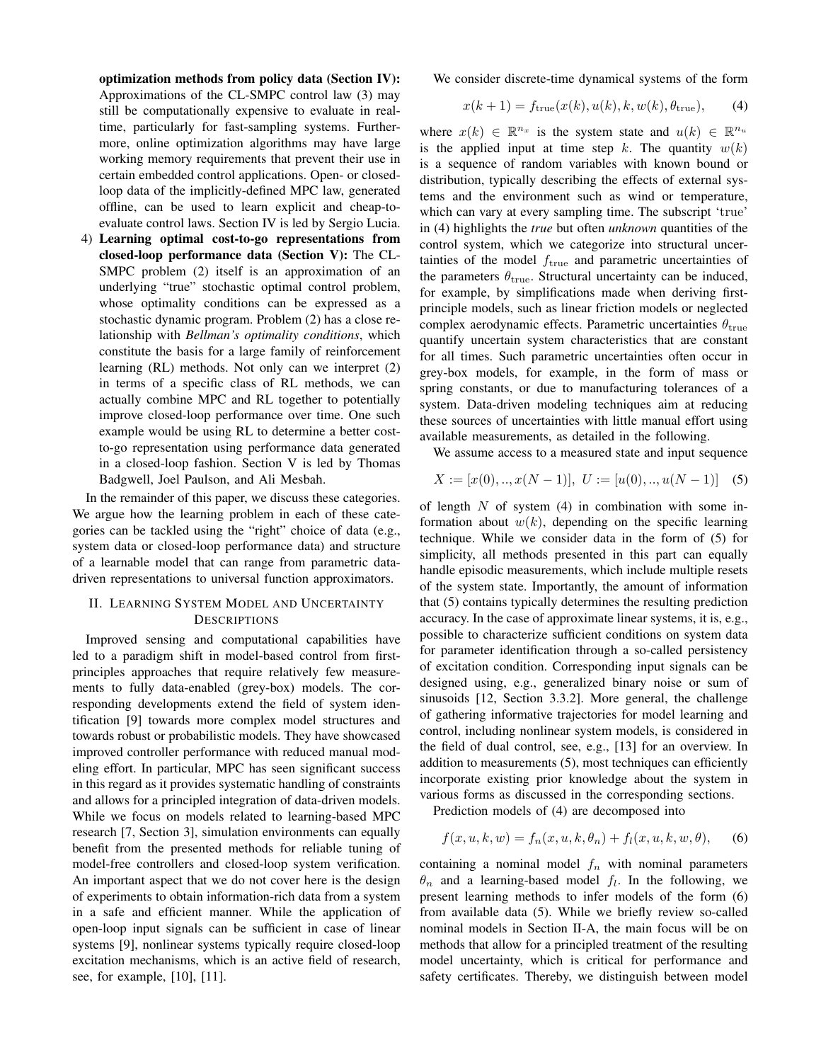**optimization methods from policy data (Section IV):** Approximations of the CL-SMPC control law (3) may still be computationally expensive to evaluate in real-time, particularly for fast-sampling systems. Furthermore, online optimization algorithms may have large working memory requirements that prevent their use in certain embedded control applications. Open- or closed-loop data of the implicitly-defined MPC law, generated offline, can be used to learn explicit and cheap-to-evaluate control laws. Section IV is led by Sergio Lucia.

4) **Learning optimal cost-to-go representations from closed-loop performance data (Section V):** The CL-SMPC problem (2) itself is an approximation of an underlying "true" stochastic optimal control problem, whose optimality conditions can be expressed as a stochastic dynamic program. Problem (2) has a close relationship with *Bellman's optimality conditions*, which constitute the basis for a large family of reinforcement learning (RL) methods. Not only can we interpret (2) in terms of a specific class of RL methods, we can actually combine MPC and RL together to potentially improve closed-loop performance over time. One such example would be using RL to determine a better cost-to-go representation using performance data generated in a closed-loop fashion. Section V is led by Thomas Badgwell, Joel Paulson, and Ali Mesbah.

In the remainder of this paper, we discuss these categories. We argue how the learning problem in each of these categories can be tackled using the "right" choice of data (e.g., system data or closed-loop performance data) and structure of a learnable model that can range from parametric data-driven representations to universal function approximators.

## II. Learning System Model and Uncertainty Descriptions

Improved sensing and computational capabilities have led to a paradigm shift in model-based control from first-principles approaches that require relatively few measurements to fully data-enabled (grey-box) models. The corresponding developments extend the field of system identification [9] towards more complex model structures and towards robust or probabilistic models. They have showcased improved controller performance with reduced manual modeling effort. In particular, MPC has seen significant success in this regard as it provides systematic handling of constraints and allows for a principled integration of data-driven models. While we focus on models related to learning-based MPC research [7, Section 3], simulation environments can equally benefit from the presented methods for reliable tuning of model-free controllers and closed-loop system verification. An important aspect that we do not cover here is the design of experiments to obtain information-rich data from a system in a safe and efficient manner. While the application of open-loop input signals can be sufficient in case of linear systems [9], nonlinear systems typically require closed-loop excitation mechanisms, which is an active field of research, see, for example, [10], [11].

We consider discrete-time dynamical systems of the form

$$x(k+1) = f_{\text{true}}(x(k), u(k), k, w(k), \theta_{\text{true}}), \qquad (4)$$

where $x(k) \in \mathbb{R}^{n_x}$ is the system state and $u(k) \in \mathbb{R}^{n_u}$ is the applied input at time step $k$. The quantity $w(k)$ is a sequence of random variables with known bound or distribution, typically describing the effects of external systems and the environment such as wind or temperature, which can vary at every sampling time. The subscript 'true' in (4) highlights the *true* but often *unknown* quantities of the control system, which we categorize into structural uncertainties of the model $f_{\text{true}}$ and parametric uncertainties of the parameters $\theta_{\text{true}}$. Structural uncertainty can be induced, for example, by simplifications made when deriving first-principle models, such as linear friction models or neglected complex aerodynamic effects. Parametric uncertainties $\theta_{\text{true}}$ quantify uncertain system characteristics that are constant for all times. Such parametric uncertainties often occur in grey-box models, for example, in the form of mass or spring constants, or due to manufacturing tolerances of a system. Data-driven modeling techniques aim at reducing these sources of uncertainties with little manual effort using available measurements, as detailed in the following.

We assume access to a measured state and input sequence

$$X := [x(0), .., x(N-1)],\ U := [u(0), .., u(N-1)] \quad (5)$$

of length $N$ of system (4) in combination with some information about $w(k)$, depending on the specific learning technique. While we consider data in the form of (5) for simplicity, all methods presented in this part can equally handle episodic measurements, which include multiple resets of the system state. Importantly, the amount of information that (5) contains typically determines the resulting prediction accuracy. In the case of approximate linear systems, it is, e.g., possible to characterize sufficient conditions on system data for parameter identification through a so-called persistency of excitation condition. Corresponding input signals can be designed using, e.g., generalized binary noise or sum of sinusoids [12, Section 3.3.2]. More general, the challenge of gathering informative trajectories for model learning and control, including nonlinear system models, is considered in the field of dual control, see, e.g., [13] for an overview. In addition to measurements (5), most techniques can efficiently incorporate existing prior knowledge about the system in various forms as discussed in the corresponding sections.

Prediction models of (4) are decomposed into

$$f(x, u, k, w) = f_n(x, u, k, \theta_n) + f_l(x, u, k, w, \theta), \qquad (6)$$

containing a nominal model $f_n$ with nominal parameters $\theta_n$ and a learning-based model $f_l$. In the following, we present learning methods to infer models of the form (6) from available data (5). While we briefly review so-called nominal models in Section II-A, the main focus will be on methods that allow for a principled treatment of the resulting model uncertainty, which is critical for performance and safety certificates. Thereby, we distinguish between model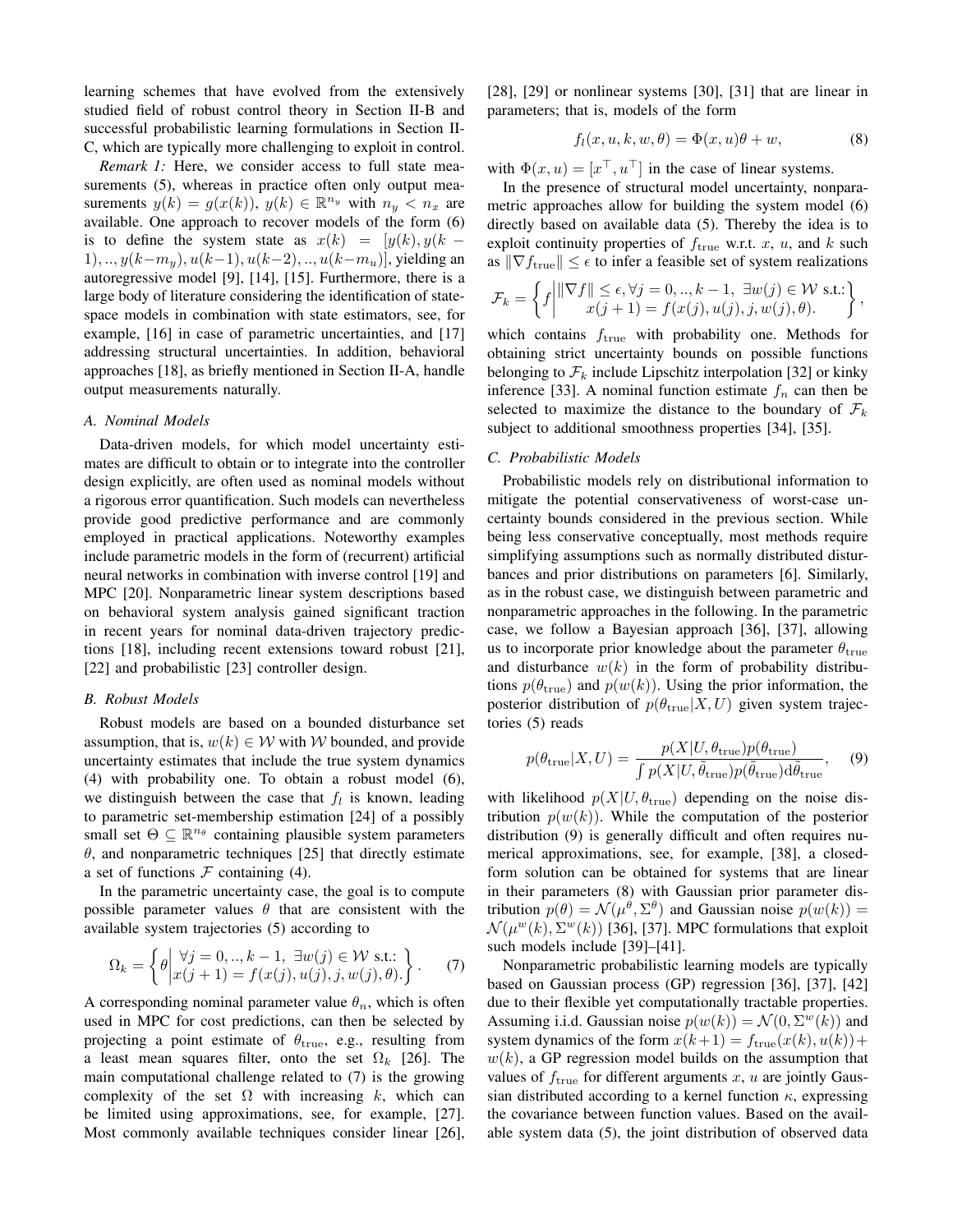learning schemes that have evolved from the extensively studied field of robust control theory in Section II-B and successful probabilistic learning formulations in Section II-C, which are typically more challenging to exploit in control.

*Remark 1:* Here, we consider access to full state measurements (5), whereas in practice often only output measurements $y(k) = g(x(k))$, $y(k) \in \mathbb{R}^{n_y}$ with $n_y < n_x$ are available. One approach to recover models of the form (6) is to define the system state as $x(k) = [y(k), y(k-1), .., y(k-m_y), u(k-1), u(k-2), .., u(k-m_u)]$, yielding an autoregressive model [9], [14], [15]. Furthermore, there is a large body of literature considering the identification of state-space models in combination with state estimators, see, for example, [16] in case of parametric uncertainties, and [17] addressing structural uncertainties. In addition, behavioral approaches [18], as briefly mentioned in Section II-A, handle output measurements naturally.

### A. Nominal Models

Data-driven models, for which model uncertainty estimates are difficult to obtain or to integrate into the controller design explicitly, are often used as nominal models without a rigorous error quantification. Such models can nevertheless provide good predictive performance and are commonly employed in practical applications. Noteworthy examples include parametric models in the form of (recurrent) artificial neural networks in combination with inverse control [19] and MPC [20]. Nonparametric linear system descriptions based on behavioral system analysis gained significant traction in recent years for nominal data-driven trajectory predictions [18], including recent extensions toward robust [21], [22] and probabilistic [23] controller design.

### B. Robust Models

Robust models are based on a bounded disturbance set assumption, that is, $w(k) \in \mathcal{W}$ with $\mathcal{W}$ bounded, and provide uncertainty estimates that include the true system dynamics (4) with probability one. To obtain a robust model (6), we distinguish between the case that $f_l$ is known, leading to parametric set-membership estimation [24] of a possibly small set $\Theta \subseteq \mathbb{R}^{n_\theta}$ containing plausible system parameters $\theta$, and nonparametric techniques [25] that directly estimate a set of functions $\mathcal{F}$ containing (4).

In the parametric uncertainty case, the goal is to compute possible parameter values $\theta$ that are consistent with the available system trajectories (5) according to

$$\Omega_k = \left\{ \theta \,\middle|\, \begin{array}{l} \forall j = 0, .., k-1, \ \exists w(j) \in \mathcal{W} \text{ s.t.:} \\ x(j+1) = f(x(j), u(j), j, w(j), \theta). \end{array} \right\}. \quad (7)$$

A corresponding nominal parameter value $\theta_n$, which is often used in MPC for cost predictions, can then be selected by projecting a point estimate of $\theta_{\text{true}}$, e.g., resulting from a least mean squares filter, onto the set $\Omega_k$ [26]. The main computational challenge related to (7) is the growing complexity of the set $\Omega$ with increasing $k$, which can be limited using approximations, see, for example, [27]. Most commonly available techniques consider linear [26], [28], [29] or nonlinear systems [30], [31] that are linear in parameters; that is, models of the form

$$f_l(x, u, k, w, \theta) = \Phi(x, u)\theta + w, \quad (8)$$

with $\Phi(x, u) = [x^\top, u^\top]$ in the case of linear systems.

In the presence of structural model uncertainty, nonparametric approaches allow for building the system model (6) directly based on available data (5). Thereby the idea is to exploit continuity properties of $f_{\text{true}}$ w.r.t. $x$, $u$, and $k$ such as $\|\nabla f_{\text{true}}\| \leq \epsilon$ to infer a feasible set of system realizations

$$\mathcal{F}_k = \left\{ f \,\middle|\, \begin{array}{l} \|\nabla f\| \leq \epsilon, \forall j = 0, .., k-1, \ \exists w(j) \in \mathcal{W} \text{ s.t.:} \\ x(j+1) = f(x(j), u(j), j, w(j), \theta). \end{array} \right\},$$

which contains $f_{\text{true}}$ with probability one. Methods for obtaining strict uncertainty bounds on possible functions belonging to $\mathcal{F}_k$ include Lipschitz interpolation [32] or kinky inference [33]. A nominal function estimate $f_n$ can then be selected to maximize the distance to the boundary of $\mathcal{F}_k$ subject to additional smoothness properties [34], [35].

### C. Probabilistic Models

Probabilistic models rely on distributional information to mitigate the potential conservativeness of worst-case uncertainty bounds considered in the previous section. While being less conservative conceptually, most methods require simplifying assumptions such as normally distributed disturbances and prior distributions on parameters [6]. Similarly, as in the robust case, we distinguish between parametric and nonparametric approaches in the following. In the parametric case, we follow a Bayesian approach [36], [37], allowing us to incorporate prior knowledge about the parameter $\theta_{\text{true}}$ and disturbance $w(k)$ in the form of probability distributions $p(\theta_{\text{true}})$ and $p(w(k))$. Using the prior information, the posterior distribution of $p(\theta_{\text{true}}|X, U)$ given system trajectories (5) reads

$$p(\theta_{\text{true}}|X, U) = \frac{p(X|U, \theta_{\text{true}})p(\theta_{\text{true}})}{\int p(X|U, \tilde{\theta}_{\text{true}})p(\tilde{\theta}_{\text{true}})\mathrm{d}\tilde{\theta}_{\text{true}}}, \quad (9)$$

with likelihood $p(X|U, \theta_{\text{true}})$ depending on the noise distribution $p(w(k))$. While the computation of the posterior distribution (9) is generally difficult and often requires numerical approximations, see, for example, [38], a closed-form solution can be obtained for systems that are linear in their parameters (8) with Gaussian prior parameter distribution $p(\theta) = \mathcal{N}(\mu^\theta, \Sigma^\theta)$ and Gaussian noise $p(w(k)) = \mathcal{N}(\mu^w(k), \Sigma^w(k))$ [36], [37]. MPC formulations that exploit such models include [39]–[41].

Nonparametric probabilistic learning models are typically based on Gaussian process (GP) regression [36], [37], [42] due to their flexible yet computationally tractable properties. Assuming i.i.d. Gaussian noise $p(w(k)) = \mathcal{N}(0, \Sigma^w(k))$ and system dynamics of the form $x(k+1) = f_{\text{true}}(x(k), u(k)) + w(k)$, a GP regression model builds on the assumption that values of $f_{\text{true}}$ for different arguments $x$, $u$ are jointly Gaussian distributed according to a kernel function $\kappa$, expressing the covariance between function values. Based on the available system data (5), the joint distribution of observed data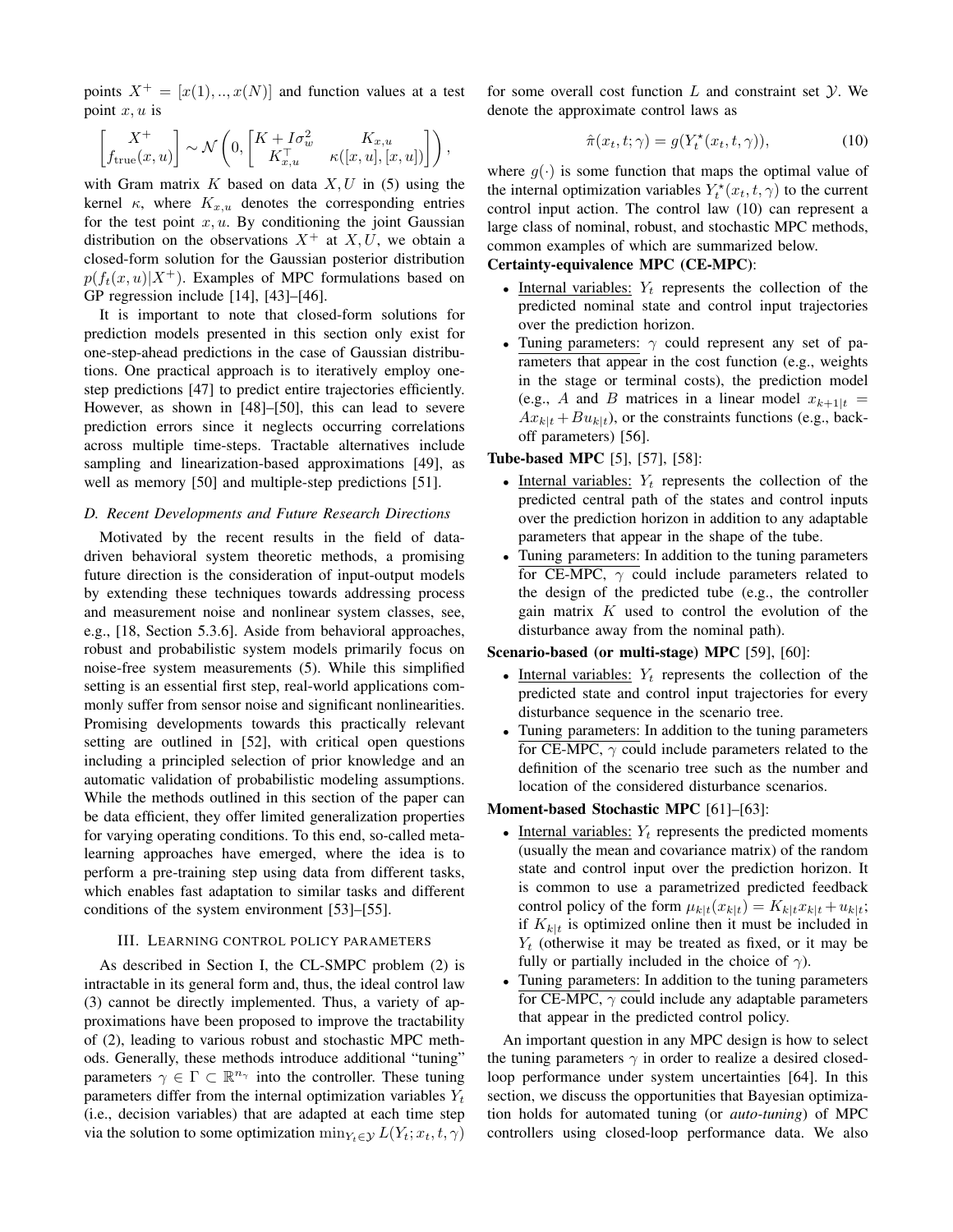points $X^+ = [x(1), .., x(N)]$ and function values at a test point $x, u$ is

$$
\begin{bmatrix} X^+ \\ f_{\text{true}}(x,u) \end{bmatrix} \sim \mathcal{N}\left(0, \begin{bmatrix} K + I\sigma_w^2 & K_{x,u} \\ K_{x,u}^\top & \kappa([x,u],[x,u]) \end{bmatrix}\right),
$$

with Gram matrix $K$ based on data $X, U$ in (5) using the kernel $\kappa$, where $K_{x,u}$ denotes the corresponding entries for the test point $x, u$. By conditioning the joint Gaussian distribution on the observations $X^+$ at $X, U$, we obtain a closed-form solution for the Gaussian posterior distribution $p(f_t(x,u)|X^+)$. Examples of MPC formulations based on GP regression include [14], [43]–[46].

It is important to note that closed-form solutions for prediction models presented in this section only exist for one-step-ahead predictions in the case of Gaussian distributions. One practical approach is to iteratively employ one-step predictions [47] to predict entire trajectories efficiently. However, as shown in [48]–[50], this can lead to severe prediction errors since it neglects occurring correlations across multiple time-steps. Tractable alternatives include sampling and linearization-based approximations [49], as well as memory [50] and multiple-step predictions [51].

### D. Recent Developments and Future Research Directions

Motivated by the recent results in the field of data-driven behavioral system theoretic methods, a promising future direction is the consideration of input-output models by extending these techniques towards addressing process and measurement noise and nonlinear system classes, see, e.g., [18, Section 5.3.6]. Aside from behavioral approaches, robust and probabilistic system models primarily focus on noise-free system measurements (5). While this simplified setting is an essential first step, real-world applications commonly suffer from sensor noise and significant nonlinearities. Promising developments towards this practically relevant setting are outlined in [52], with critical open questions including a principled selection of prior knowledge and an automatic validation of probabilistic modeling assumptions. While the methods outlined in this section of the paper can be data efficient, they offer limited generalization properties for varying operating conditions. To this end, so-called meta-learning approaches have emerged, where the idea is to perform a pre-training step using data from different tasks, which enables fast adaptation to similar tasks and different conditions of the system environment [53]–[55].

## III. Learning control policy parameters

As described in Section I, the CL-SMPC problem (2) is intractable in its general form and, thus, the ideal control law (3) cannot be directly implemented. Thus, a variety of approximations have been proposed to improve the tractability of (2), leading to various robust and stochastic MPC methods. Generally, these methods introduce additional "tuning" parameters $\gamma \in \Gamma \subset \mathbb{R}^{n_\gamma}$ into the controller. These tuning parameters differ from the internal optimization variables $Y_t$ (i.e., decision variables) that are adapted at each time step via the solution to some optimization $\min_{Y_t \in \mathcal{Y}} L(Y_t; x_t, t, \gamma)$ for some overall cost function $L$ and constraint set $\mathcal{Y}$. We denote the approximate control laws as

$$
\hat{\pi}(x_t, t; \gamma) = g(Y_t^\star(x_t, t, \gamma)), \tag{10}
$$

where $g(\cdot)$ is some function that maps the optimal value of the internal optimization variables $Y_t^\star(x_t, t, \gamma)$ to the current control input action. The control law (10) can represent a large class of nominal, robust, and stochastic MPC methods, common examples of which are summarized below.

**Certainty-equivalence MPC (CE-MPC)**:

- Internal variables: $Y_t$ represents the collection of the predicted nominal state and control input trajectories over the prediction horizon.
- Tuning parameters: $\gamma$ could represent any set of parameters that appear in the cost function (e.g., weights in the stage or terminal costs), the prediction model (e.g., $A$ and $B$ matrices in a linear model $x_{k+1|t} = Ax_{k|t} + Bu_{k|t}$), or the constraints functions (e.g., back-off parameters) [56].

**Tube-based MPC** [5], [57], [58]:

- Internal variables: $Y_t$ represents the collection of the predicted central path of the states and control inputs over the prediction horizon in addition to any adaptable parameters that appear in the shape of the tube.
- Tuning parameters: In addition to the tuning parameters for CE-MPC, $\gamma$ could include parameters related to the design of the predicted tube (e.g., the controller gain matrix $K$ used to control the evolution of the disturbance away from the nominal path).

**Scenario-based (or multi-stage) MPC** [59], [60]:

- Internal variables: $Y_t$ represents the collection of the predicted state and control input trajectories for every disturbance sequence in the scenario tree.
- Tuning parameters: In addition to the tuning parameters for CE-MPC, $\gamma$ could include parameters related to the definition of the scenario tree such as the number and location of the considered disturbance scenarios.

**Moment-based Stochastic MPC** [61]–[63]:

- Internal variables: $Y_t$ represents the predicted moments (usually the mean and covariance matrix) of the random state and control input over the prediction horizon. It is common to use a parametrized predicted feedback control policy of the form $\mu_{k|t}(x_{k|t}) = K_{k|t}x_{k|t} + u_{k|t}$; if $K_{k|t}$ is optimized online then it must be included in $Y_t$ (otherwise it may be treated as fixed, or it may be fully or partially included in the choice of $\gamma$).
- Tuning parameters: In addition to the tuning parameters for CE-MPC, $\gamma$ could include any adaptable parameters that appear in the predicted control policy.

An important question in any MPC design is how to select the tuning parameters $\gamma$ in order to realize a desired closed-loop performance under system uncertainties [64]. In this section, we discuss the opportunities that Bayesian optimization holds for automated tuning (or *auto-tuning*) of MPC controllers using closed-loop performance data. We also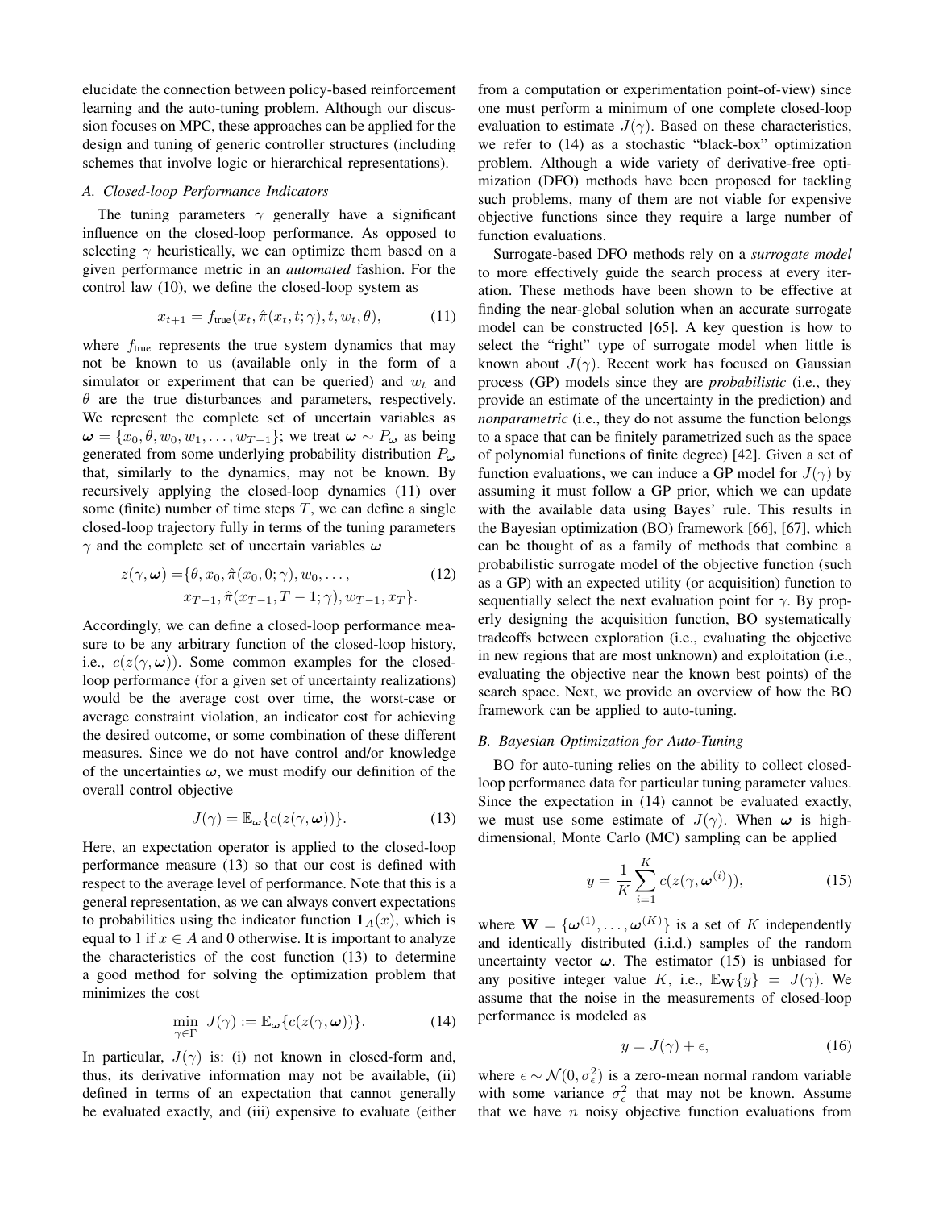elucidate the connection between policy-based reinforcement learning and the auto-tuning problem. Although our discussion focuses on MPC, these approaches can be applied for the design and tuning of generic controller structures (including schemes that involve logic or hierarchical representations).

### A. Closed-loop Performance Indicators

The tuning parameters $\gamma$ generally have a significant influence on the closed-loop performance. As opposed to selecting $\gamma$ heuristically, we can optimize them based on a given performance metric in an *automated* fashion. For the control law (10), we define the closed-loop system as

$$x_{t+1} = f_{\text{true}}(x_t, \hat{\pi}(x_t, t; \gamma), t, w_t, \theta), \tag{11}$$

where $f_{\text{true}}$ represents the true system dynamics that may not be known to us (available only in the form of a simulator or experiment that can be queried) and $w_t$ and $\theta$ are the true disturbances and parameters, respectively. We represent the complete set of uncertain variables as $\boldsymbol{\omega} = \{x_0, \theta, w_0, w_1, \ldots, w_{T-1}\}$; we treat $\boldsymbol{\omega} \sim P_{\boldsymbol{\omega}}$ as being generated from some underlying probability distribution $P_{\boldsymbol{\omega}}$ that, similarly to the dynamics, may not be known. By recursively applying the closed-loop dynamics (11) over some (finite) number of time steps $T$, we can define a single closed-loop trajectory fully in terms of the tuning parameters $\gamma$ and the complete set of uncertain variables $\boldsymbol{\omega}$

$$\begin{aligned} z(\gamma, \boldsymbol{\omega}) = \{&\theta, x_0, \hat{\pi}(x_0, 0; \gamma), w_0, \ldots, \\ &x_{T-1}, \hat{\pi}(x_{T-1}, T-1; \gamma), w_{T-1}, x_T\}. \end{aligned} \tag{12}$$

Accordingly, we can define a closed-loop performance measure to be any arbitrary function of the closed-loop history, i.e., $c(z(\gamma, \boldsymbol{\omega}))$. Some common examples for the closed-loop performance (for a given set of uncertainty realizations) would be the average cost over time, the worst-case or average constraint violation, an indicator cost for achieving the desired outcome, or some combination of these different measures. Since we do not have control and/or knowledge of the uncertainties $\boldsymbol{\omega}$, we must modify our definition of the overall control objective

$$J(\gamma) = \mathbb{E}_{\boldsymbol{\omega}}\{c(z(\gamma, \boldsymbol{\omega}))\}. \tag{13}$$

Here, an expectation operator is applied to the closed-loop performance measure (13) so that our cost is defined with respect to the average level of performance. Note that this is a general representation, as we can always convert expectations to probabilities using the indicator function $\mathbf{1}_A(x)$, which is equal to 1 if $x \in A$ and 0 otherwise. It is important to analyze the characteristics of the cost function (13) to determine a good method for solving the optimization problem that minimizes the cost

$$\min_{\gamma \in \Gamma} \; J(\gamma) := \mathbb{E}_{\boldsymbol{\omega}}\{c(z(\gamma, \boldsymbol{\omega}))\}. \tag{14}$$

In particular, $J(\gamma)$ is: (i) not known in closed-form and, thus, its derivative information may not be available, (ii) defined in terms of an expectation that cannot generally be evaluated exactly, and (iii) expensive to evaluate (either from a computation or experimentation point-of-view) since one must perform a minimum of one complete closed-loop evaluation to estimate $J(\gamma)$. Based on these characteristics, we refer to (14) as a stochastic "black-box" optimization problem. Although a wide variety of derivative-free optimization (DFO) methods have been proposed for tackling such problems, many of them are not viable for expensive objective functions since they require a large number of function evaluations.

Surrogate-based DFO methods rely on a *surrogate model* to more effectively guide the search process at every iteration. These methods have been shown to be effective at finding the near-global solution when an accurate surrogate model can be constructed [65]. A key question is how to select the "right" type of surrogate model when little is known about $J(\gamma)$. Recent work has focused on Gaussian process (GP) models since they are *probabilistic* (i.e., they provide an estimate of the uncertainty in the prediction) and *nonparametric* (i.e., they do not assume the function belongs to a space that can be finitely parametrized such as the space of polynomial functions of finite degree) [42]. Given a set of function evaluations, we can induce a GP model for $J(\gamma)$ by assuming it must follow a GP prior, which we can update with the available data using Bayes' rule. This results in the Bayesian optimization (BO) framework [66], [67], which can be thought of as a family of methods that combine a probabilistic surrogate model of the objective function (such as a GP) with an expected utility (or acquisition) function to sequentially select the next evaluation point for $\gamma$. By properly designing the acquisition function, BO systematically tradeoffs between exploration (i.e., evaluating the objective in new regions that are most unknown) and exploitation (i.e., evaluating the objective near the known best points) of the search space. Next, we provide an overview of how the BO framework can be applied to auto-tuning.

### B. Bayesian Optimization for Auto-Tuning

BO for auto-tuning relies on the ability to collect closed-loop performance data for particular tuning parameter values. Since the expectation in (14) cannot be evaluated exactly, we must use some estimate of $J(\gamma)$. When $\boldsymbol{\omega}$ is high-dimensional, Monte Carlo (MC) sampling can be applied

$$y = \frac{1}{K} \sum_{i=1}^{K} c(z(\gamma, \boldsymbol{\omega}^{(i)})), \tag{15}$$

where $\mathbf{W} = \{\boldsymbol{\omega}^{(1)}, \ldots, \boldsymbol{\omega}^{(K)}\}$ is a set of $K$ independently and identically distributed (i.i.d.) samples of the random uncertainty vector $\boldsymbol{\omega}$. The estimator (15) is unbiased for any positive integer value $K$, i.e., $\mathbb{E}_{\mathbf{W}}\{y\} = J(\gamma)$. We assume that the noise in the measurements of closed-loop performance is modeled as

$$y = J(\gamma) + \epsilon, \tag{16}$$

where $\epsilon \sim \mathcal{N}(0, \sigma_\epsilon^2)$ is a zero-mean normal random variable with some variance $\sigma_\epsilon^2$ that may not be known. Assume that we have $n$ noisy objective function evaluations from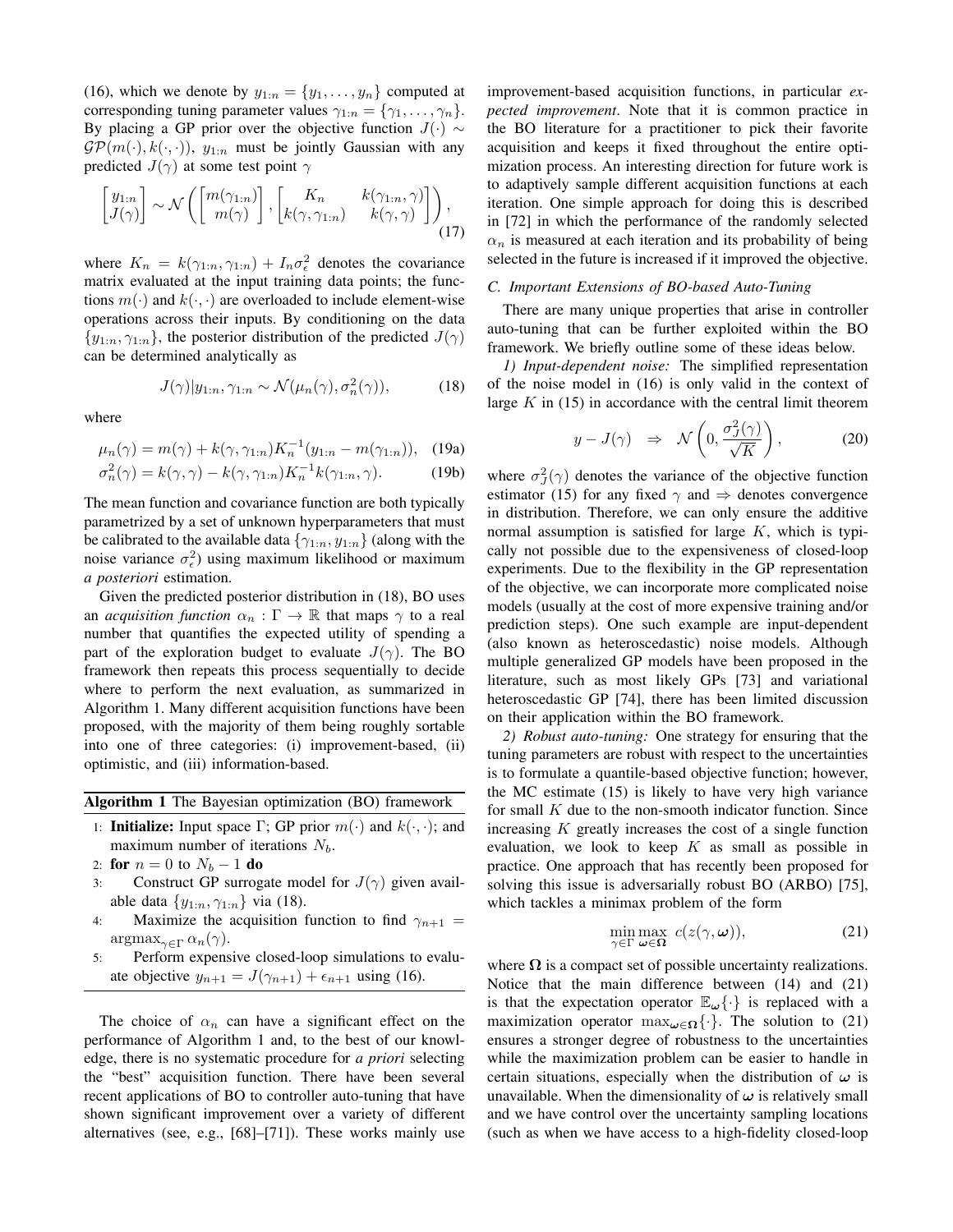(16), which we denote by $y_{1:n} = \{y_1, \ldots, y_n\}$ computed at corresponding tuning parameter values $\gamma_{1:n} = \{\gamma_1, \ldots, \gamma_n\}$. By placing a GP prior over the objective function $J(\cdot) \sim \mathcal{GP}(m(\cdot), k(\cdot, \cdot))$, $y_{1:n}$ must be jointly Gaussian with any predicted $J(\gamma)$ at some test point $\gamma$

$$\begin{bmatrix} y_{1:n} \\ J(\gamma) \end{bmatrix} \sim \mathcal{N}\left( \begin{bmatrix} m(\gamma_{1:n}) \\ m(\gamma) \end{bmatrix}, \begin{bmatrix} K_n & k(\gamma_{1:n}, \gamma) \\ k(\gamma, \gamma_{1:n}) & k(\gamma, \gamma) \end{bmatrix} \right), \tag{17}$$

where $K_n = k(\gamma_{1:n}, \gamma_{1:n}) + I_n \sigma_\epsilon^2$ denotes the covariance matrix evaluated at the input training data points; the functions $m(\cdot)$ and $k(\cdot, \cdot)$ are overloaded to include element-wise operations across their inputs. By conditioning on the data $\{y_{1:n}, \gamma_{1:n}\}$, the posterior distribution of the predicted $J(\gamma)$ can be determined analytically as

$$J(\gamma) | y_{1:n}, \gamma_{1:n} \sim \mathcal{N}(\mu_n(\gamma), \sigma_n^2(\gamma)), \tag{18}$$

where

$$\mu_n(\gamma) = m(\gamma) + k(\gamma, \gamma_{1:n}) K_n^{-1} (y_{1:n} - m(\gamma_{1:n})), \tag{19a}$$

$$\sigma_n^2(\gamma) = k(\gamma, \gamma) - k(\gamma, \gamma_{1:n}) K_n^{-1} k(\gamma_{1:n}, \gamma). \tag{19b}$$

The mean function and covariance function are both typically parametrized by a set of unknown hyperparameters that must be calibrated to the available data $\{\gamma_{1:n}, y_{1:n}\}$ (along with the noise variance $\sigma_\epsilon^2$) using maximum likelihood or maximum *a posteriori* estimation.

Given the predicted posterior distribution in (18), BO uses an *acquisition function* $\alpha_n : \Gamma \to \mathbb{R}$ that maps $\gamma$ to a real number that quantifies the expected utility of spending a part of the exploration budget to evaluate $J(\gamma)$. The BO framework then repeats this process sequentially to decide where to perform the next evaluation, as summarized in Algorithm 1. Many different acquisition functions have been proposed, with the majority of them being roughly sortable into one of three categories: (i) improvement-based, (ii) optimistic, and (iii) information-based.

**Algorithm 1** The Bayesian optimization (BO) framework

1: **Initialize:** Input space $\Gamma$; GP prior $m(\cdot)$ and $k(\cdot, \cdot)$; and maximum number of iterations $N_b$.
2: **for** $n = 0$ to $N_b - 1$ **do**
3: Construct GP surrogate model for $J(\gamma)$ given available data $\{y_{1:n}, \gamma_{1:n}\}$ via (18).
4: Maximize the acquisition function to find $\gamma_{n+1} = \text{argmax}_{\gamma \in \Gamma} \alpha_n(\gamma)$.
5: Perform expensive closed-loop simulations to evaluate objective $y_{n+1} = J(\gamma_{n+1}) + \epsilon_{n+1}$ using (16).

The choice of $\alpha_n$ can have a significant effect on the performance of Algorithm 1 and, to the best of our knowledge, there is no systematic procedure for *a priori* selecting the "best" acquisition function. There have been several recent applications of BO to controller auto-tuning that have shown significant improvement over a variety of different alternatives (see, e.g., [68]–[71]). These works mainly use improvement-based acquisition functions, in particular *expected improvement*. Note that it is common practice in the BO literature for a practitioner to pick their favorite acquisition and keeps it fixed throughout the entire optimization process. An interesting direction for future work is to adaptively sample different acquisition functions at each iteration. One simple approach for doing this is described in [72] in which the performance of the randomly selected $\alpha_n$ is measured at each iteration and its probability of being selected in the future is increased if it improved the objective.

### C. Important Extensions of BO-based Auto-Tuning

There are many unique properties that arise in controller auto-tuning that can be further exploited within the BO framework. We briefly outline some of these ideas below.

*1) Input-dependent noise:* The simplified representation of the noise model in (16) is only valid in the context of large $K$ in (15) in accordance with the central limit theorem

$$y - J(\gamma) \quad \Rightarrow \quad \mathcal{N}\left(0, \frac{\sigma_J^2(\gamma)}{\sqrt{K}}\right), \tag{20}$$

where $\sigma_J^2(\gamma)$ denotes the variance of the objective function estimator (15) for any fixed $\gamma$ and $\Rightarrow$ denotes convergence in distribution. Therefore, we can only ensure the additive normal assumption is satisfied for large $K$, which is typically not possible due to the expensiveness of closed-loop experiments. Due to the flexibility in the GP representation of the objective, we can incorporate more complicated noise models (usually at the cost of more expensive training and/or prediction steps). One such example are input-dependent (also known as heteroscedastic) noise models. Although multiple generalized GP models have been proposed in the literature, such as most likely GPs [73] and variational heteroscedastic GP [74], there has been limited discussion on their application within the BO framework.

*2) Robust auto-tuning:* One strategy for ensuring that the tuning parameters are robust with respect to the uncertainties is to formulate a quantile-based objective function; however, the MC estimate (15) is likely to have very high variance for small $K$ due to the non-smooth indicator function. Since increasing $K$ greatly increases the cost of a single function evaluation, we look to keep $K$ as small as possible in practice. One approach that has recently been proposed for solving this issue is adversarially robust BO (ARBO) [75], which tackles a minimax problem of the form

$$\min_{\gamma \in \Gamma} \max_{\boldsymbol{\omega} \in \boldsymbol{\Omega}} \; c(z(\gamma, \boldsymbol{\omega})), \tag{21}$$

where $\boldsymbol{\Omega}$ is a compact set of possible uncertainty realizations. Notice that the main difference between (14) and (21) is that the expectation operator $\mathbb{E}_{\boldsymbol{\omega}}\{\cdot\}$ is replaced with a maximization operator $\max_{\boldsymbol{\omega} \in \boldsymbol{\Omega}}\{\cdot\}$. The solution to (21) ensures a stronger degree of robustness to the uncertainties while the maximization problem can be easier to handle in certain situations, especially when the distribution of $\boldsymbol{\omega}$ is unavailable. When the dimensionality of $\boldsymbol{\omega}$ is relatively small and we have control over the uncertainty sampling locations (such as when we have access to a high-fidelity closed-loop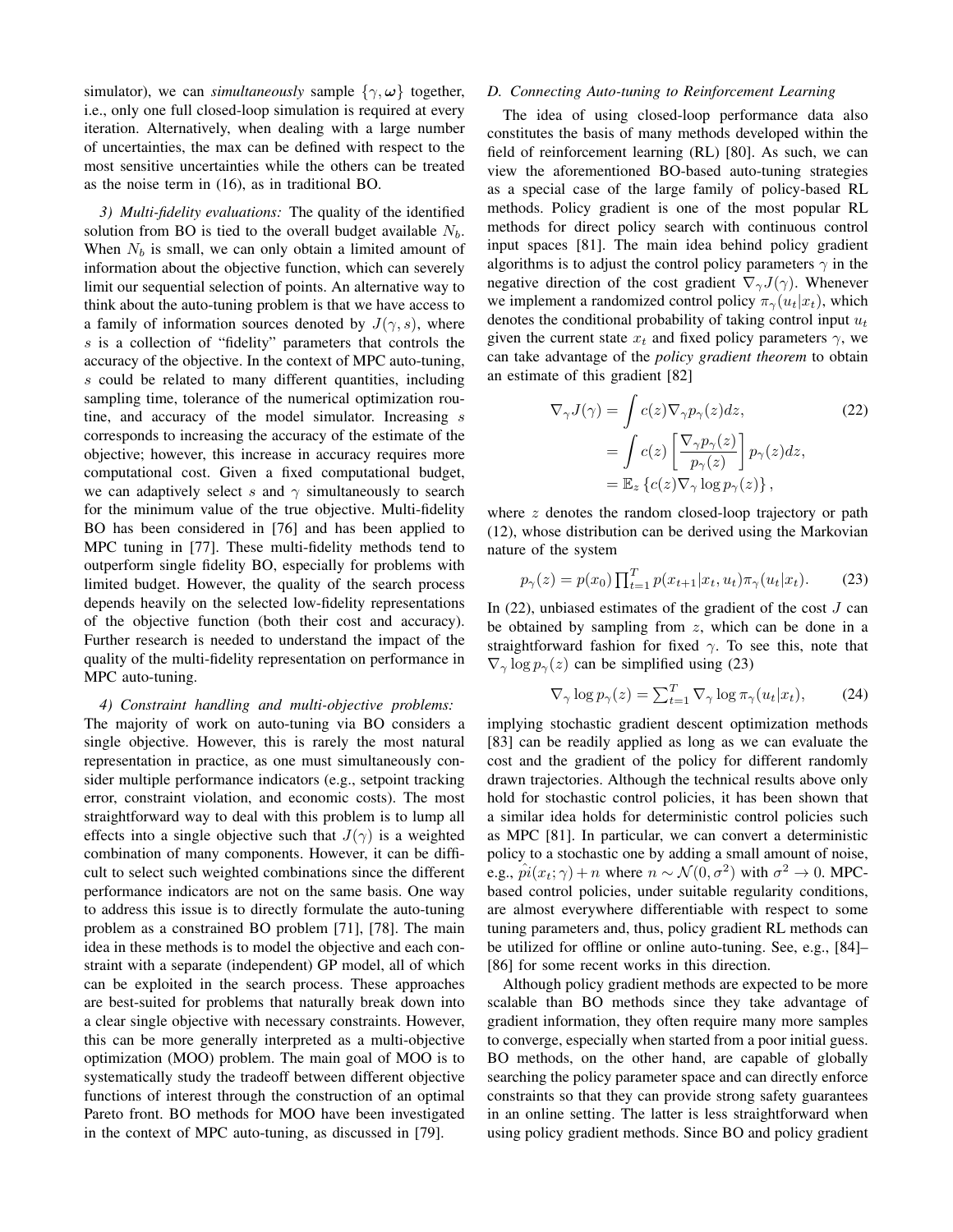simulator), we can *simultaneously* sample $\{\gamma, \boldsymbol{\omega}\}$ together, i.e., only one full closed-loop simulation is required at every iteration. Alternatively, when dealing with a large number of uncertainties, the max can be defined with respect to the most sensitive uncertainties while the others can be treated as the noise term in (16), as in traditional BO.

*3) Multi-fidelity evaluations:* The quality of the identified solution from BO is tied to the overall budget available $N_b$. When $N_b$ is small, we can only obtain a limited amount of information about the objective function, which can severely limit our sequential selection of points. An alternative way to think about the auto-tuning problem is that we have access to a family of information sources denoted by $J(\gamma, s)$, where $s$ is a collection of "fidelity" parameters that controls the accuracy of the objective. In the context of MPC auto-tuning, $s$ could be related to many different quantities, including sampling time, tolerance of the numerical optimization routine, and accuracy of the model simulator. Increasing $s$ corresponds to increasing the accuracy of the estimate of the objective; however, this increase in accuracy requires more computational cost. Given a fixed computational budget, we can adaptively select $s$ and $\gamma$ simultaneously to search for the minimum value of the true objective. Multi-fidelity BO has been considered in [76] and has been applied to MPC tuning in [77]. These multi-fidelity methods tend to outperform single fidelity BO, especially for problems with limited budget. However, the quality of the search process depends heavily on the selected low-fidelity representations of the objective function (both their cost and accuracy). Further research is needed to understand the impact of the quality of the multi-fidelity representation on performance in MPC auto-tuning.

*4) Constraint handling and multi-objective problems:* The majority of work on auto-tuning via BO considers a single objective. However, this is rarely the most natural representation in practice, as one must simultaneously consider multiple performance indicators (e.g., setpoint tracking error, constraint violation, and economic costs). The most straightforward way to deal with this problem is to lump all effects into a single objective such that $J(\gamma)$ is a weighted combination of many components. However, it can be difficult to select such weighted combinations since the different performance indicators are not on the same basis. One way to address this issue is to directly formulate the auto-tuning problem as a constrained BO problem [71], [78]. The main idea in these methods is to model the objective and each constraint with a separate (independent) GP model, all of which can be exploited in the search process. These approaches are best-suited for problems that naturally break down into a clear single objective with necessary constraints. However, this can be more generally interpreted as a multi-objective optimization (MOO) problem. The main goal of MOO is to systematically study the tradeoff between different objective functions of interest through the construction of an optimal Pareto front. BO methods for MOO have been investigated in the context of MPC auto-tuning, as discussed in [79].

### D. Connecting Auto-tuning to Reinforcement Learning

The idea of using closed-loop performance data also constitutes the basis of many methods developed within the field of reinforcement learning (RL) [80]. As such, we can view the aforementioned BO-based auto-tuning strategies as a special case of the large family of policy-based RL methods. Policy gradient is one of the most popular RL methods for direct policy search with continuous control input spaces [81]. The main idea behind policy gradient algorithms is to adjust the control policy parameters $\gamma$ in the negative direction of the cost gradient $\nabla_\gamma J(\gamma)$. Whenever we implement a randomized control policy $\pi_\gamma(u_t|x_t)$, which denotes the conditional probability of taking control input $u_t$ given the current state $x_t$ and fixed policy parameters $\gamma$, we can take advantage of the *policy gradient theorem* to obtain an estimate of this gradient [82]

$$
\begin{aligned}
\nabla_\gamma J(\gamma) &= \int c(z) \nabla_\gamma p_\gamma(z) dz, \\
&= \int c(z) \left[ \frac{\nabla_\gamma p_\gamma(z)}{p_\gamma(z)} \right] p_\gamma(z) dz, \\
&= \mathbb{E}_z \left\{ c(z) \nabla_\gamma \log p_\gamma(z) \right\},
\end{aligned}
\tag{22}
$$

where $z$ denotes the random closed-loop trajectory or path (12), whose distribution can be derived using the Markovian nature of the system

$$
p_\gamma(z) = p(x_0) \textstyle\prod_{t=1}^{T} p(x_{t+1}|x_t, u_t) \pi_\gamma(u_t|x_t). \tag{23}
$$

In (22), unbiased estimates of the gradient of the cost $J$ can be obtained by sampling from $z$, which can be done in a straightforward fashion for fixed $\gamma$. To see this, note that $\nabla_\gamma \log p_\gamma(z)$ can be simplified using (23)

$$
\nabla_\gamma \log p_\gamma(z) = \textstyle\sum_{t=1}^{T} \nabla_\gamma \log \pi_\gamma(u_t|x_t), \tag{24}
$$

implying stochastic gradient descent optimization methods [83] can be readily applied as long as we can evaluate the cost and the gradient of the policy for different randomly drawn trajectories. Although the technical results above only hold for stochastic control policies, it has been shown that a similar idea holds for deterministic control policies such as MPC [81]. In particular, we can convert a deterministic policy to a stochastic one by adding a small amount of noise, e.g., $\hat{pi}(x_t; \gamma) + n$ where $n \sim \mathcal{N}(0, \sigma^2)$ with $\sigma^2 \to 0$. MPC-based control policies, under suitable regularity conditions, are almost everywhere differentiable with respect to some tuning parameters and, thus, policy gradient RL methods can be utilized for offline or online auto-tuning. See, e.g., [84]–[86] for some recent works in this direction.

Although policy gradient methods are expected to be more scalable than BO methods since they take advantage of gradient information, they often require many more samples to converge, especially when started from a poor initial guess. BO methods, on the other hand, are capable of globally searching the policy parameter space and can directly enforce constraints so that they can provide strong safety guarantees in an online setting. The latter is less straightforward when using policy gradient methods. Since BO and policy gradient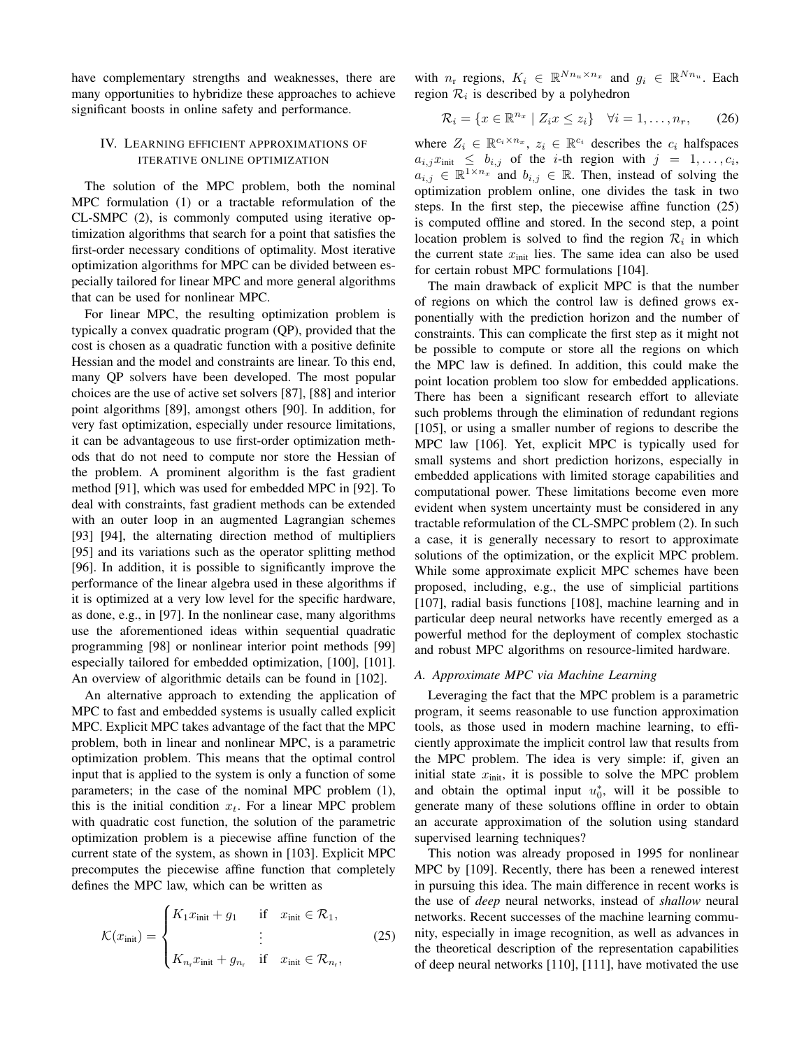have complementary strengths and weaknesses, there are many opportunities to hybridize these approaches to achieve significant boosts in online safety and performance.

## IV. Learning efficient approximations of iterative online optimization

The solution of the MPC problem, both the nominal MPC formulation (1) or a tractable reformulation of the CL-SMPC (2), is commonly computed using iterative optimization algorithms that search for a point that satisfies the first-order necessary conditions of optimality. Most iterative optimization algorithms for MPC can be divided between especially tailored for linear MPC and more general algorithms that can be used for nonlinear MPC.

For linear MPC, the resulting optimization problem is typically a convex quadratic program (QP), provided that the cost is chosen as a quadratic function with a positive definite Hessian and the model and constraints are linear. To this end, many QP solvers have been developed. The most popular choices are the use of active set solvers [87], [88] and interior point algorithms [89], amongst others [90]. In addition, for very fast optimization, especially under resource limitations, it can be advantageous to use first-order optimization methods that do not need to compute nor store the Hessian of the problem. A prominent algorithm is the fast gradient method [91], which was used for embedded MPC in [92]. To deal with constraints, fast gradient methods can be extended with an outer loop in an augmented Lagrangian schemes [93] [94], the alternating direction method of multipliers [95] and its variations such as the operator splitting method [96]. In addition, it is possible to significantly improve the performance of the linear algebra used in these algorithms if it is optimized at a very low level for the specific hardware, as done, e.g., in [97]. In the nonlinear case, many algorithms use the aforementioned ideas within sequential quadratic programming [98] or nonlinear interior point methods [99] especially tailored for embedded optimization, [100], [101]. An overview of algorithmic details can be found in [102].

An alternative approach to extending the application of MPC to fast and embedded systems is usually called explicit MPC. Explicit MPC takes advantage of the fact that the MPC problem, both in linear and nonlinear MPC, is a parametric optimization problem. This means that the optimal control input that is applied to the system is only a function of some parameters; in the case of the nominal MPC problem (1), this is the initial condition $x_t$. For a linear MPC problem with quadratic cost function, the solution of the parametric optimization problem is a piecewise affine function of the current state of the system, as shown in [103]. Explicit MPC precomputes the piecewise affine function that completely defines the MPC law, which can be written as

$$\mathcal{K}(x_{\text{init}}) = \begin{cases} K_1 x_{\text{init}} + g_1 & \text{if} \quad x_{\text{init}} \in \mathcal{R}_1, \\ \quad\vdots & \\ K_{n_r} x_{\text{init}} + g_{n_r} & \text{if} \quad x_{\text{init}} \in \mathcal{R}_{n_r}, \end{cases} \tag{25}$$

with $n_r$ regions, $K_i \in \mathbb{R}^{Nn_u \times n_x}$ and $g_i \in \mathbb{R}^{Nn_u}$. Each region $\mathcal{R}_i$ is described by a polyhedron

$$\mathcal{R}_i = \{x \in \mathbb{R}^{n_x} \mid Z_i x \leq z_i\} \quad \forall i = 1, \ldots, n_r, \tag{26}$$

where $Z_i \in \mathbb{R}^{c_i \times n_x}$, $z_i \in \mathbb{R}^{c_i}$ describes the $c_i$ halfspaces $a_{i,j} x_{\text{init}} \leq b_{i,j}$ of the $i$-th region with $j = 1, \ldots, c_i$, $a_{i,j} \in \mathbb{R}^{1 \times n_x}$ and $b_{i,j} \in \mathbb{R}$. Then, instead of solving the optimization problem online, one divides the task in two steps. In the first step, the piecewise affine function (25) is computed offline and stored. In the second step, a point location problem is solved to find the region $\mathcal{R}_i$ in which the current state $x_{\text{init}}$ lies. The same idea can also be used for certain robust MPC formulations [104].

The main drawback of explicit MPC is that the number of regions on which the control law is defined grows exponentially with the prediction horizon and the number of constraints. This can complicate the first step as it might not be possible to compute or store all the regions on which the MPC law is defined. In addition, this could make the point location problem too slow for embedded applications. There has been a significant research effort to alleviate such problems through the elimination of redundant regions [105], or using a smaller number of regions to describe the MPC law [106]. Yet, explicit MPC is typically used for small systems and short prediction horizons, especially in embedded applications with limited storage capabilities and computational power. These limitations become even more evident when system uncertainty must be considered in any tractable reformulation of the CL-SMPC problem (2). In such a case, it is generally necessary to resort to approximate solutions of the optimization, or the explicit MPC problem. While some approximate explicit MPC schemes have been proposed, including, e.g., the use of simplicial partitions [107], radial basis functions [108], machine learning and in particular deep neural networks have recently emerged as a powerful method for the deployment of complex stochastic and robust MPC algorithms on resource-limited hardware.

### A. Approximate MPC via Machine Learning

Leveraging the fact that the MPC problem is a parametric program, it seems reasonable to use function approximation tools, as those used in modern machine learning, to efficiently approximate the implicit control law that results from the MPC problem. The idea is very simple: if, given an initial state $x_{\text{init}}$, it is possible to solve the MPC problem and obtain the optimal input $u_0^*$, will it be possible to generate many of these solutions offline in order to obtain an accurate approximation of the solution using standard supervised learning techniques?

This notion was already proposed in 1995 for nonlinear MPC by [109]. Recently, there has been a renewed interest in pursuing this idea. The main difference in recent works is the use of *deep* neural networks, instead of *shallow* neural networks. Recent successes of the machine learning community, especially in image recognition, as well as advances in the theoretical description of the representation capabilities of deep neural networks [110], [111], have motivated the use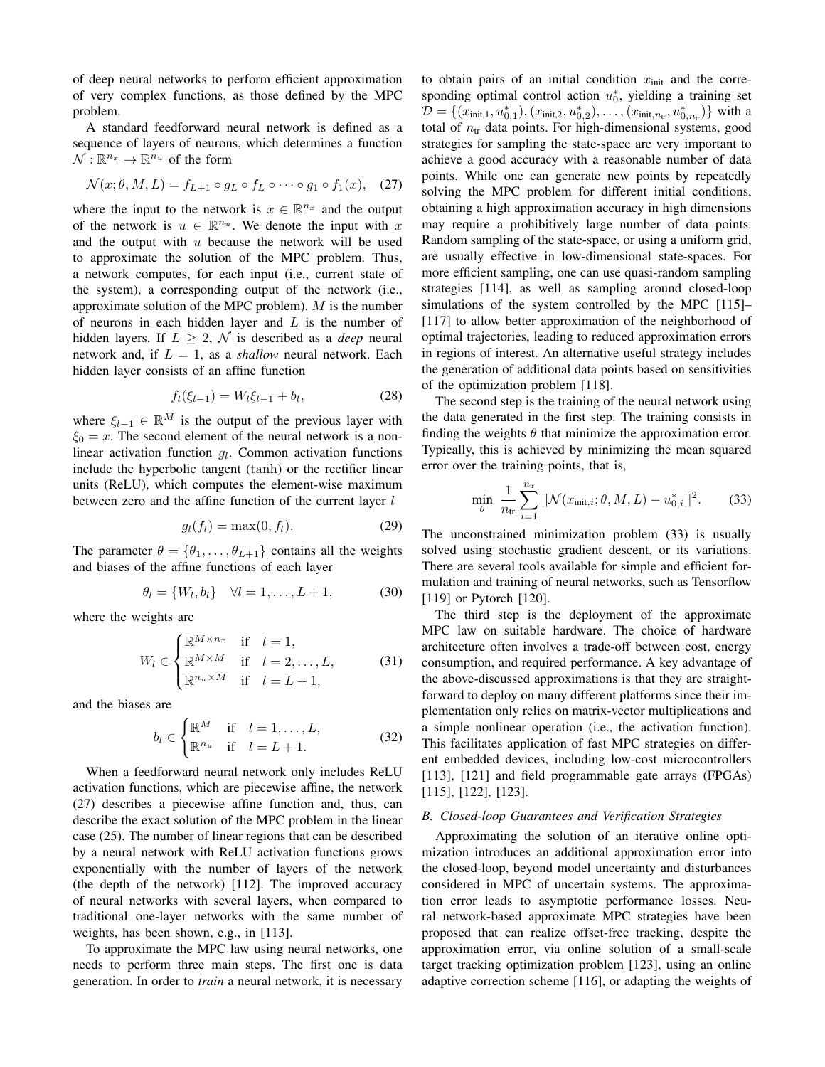of deep neural networks to perform efficient approximation of very complex functions, as those defined by the MPC problem.

A standard feedforward neural network is defined as a sequence of layers of neurons, which determines a function $\mathcal{N} : \mathbb{R}^{n_x} \to \mathbb{R}^{n_u}$ of the form

$$\mathcal{N}(x; \theta, M, L) = f_{L+1} \circ g_L \circ f_L \circ \cdots \circ g_1 \circ f_1(x), \quad (27)$$

where the input to the network is $x \in \mathbb{R}^{n_x}$ and the output of the network is $u \in \mathbb{R}^{n_u}$. We denote the input with $x$ and the output with $u$ because the network will be used to approximate the solution of the MPC problem. Thus, a network computes, for each input (i.e., current state of the system), a corresponding output of the network (i.e., approximate solution of the MPC problem). $M$ is the number of neurons in each hidden layer and $L$ is the number of hidden layers. If $L \geq 2$, $\mathcal{N}$ is described as a *deep* neural network and, if $L = 1$, as a *shallow* neural network. Each hidden layer consists of an affine function

$$f_l(\xi_{l-1}) = W_l \xi_{l-1} + b_l, \quad (28)$$

where $\xi_{l-1} \in \mathbb{R}^M$ is the output of the previous layer with $\xi_0 = x$. The second element of the neural network is a non-linear activation function $g_l$. Common activation functions include the hyperbolic tangent ($\tanh$) or the rectifier linear units (ReLU), which computes the element-wise maximum between zero and the affine function of the current layer $l$

$$g_l(f_l) = \max(0, f_l). \quad (29)$$

The parameter $\theta = \{\theta_1, \ldots, \theta_{L+1}\}$ contains all the weights and biases of the affine functions of each layer

$$\theta_l = \{W_l, b_l\} \quad \forall l = 1, \ldots, L+1, \quad (30)$$

where the weights are

$$W_l \in \begin{cases} \mathbb{R}^{M \times n_x} & \text{if} \quad l = 1, \\ \mathbb{R}^{M \times M} & \text{if} \quad l = 2, \ldots, L, \\ \mathbb{R}^{n_u \times M} & \text{if} \quad l = L+1, \end{cases} \quad (31)$$

and the biases are

$$b_l \in \begin{cases} \mathbb{R}^{M} & \text{if} \quad l = 1, \ldots, L, \\ \mathbb{R}^{n_u} & \text{if} \quad l = L+1. \end{cases} \quad (32)$$

When a feedforward neural network only includes ReLU activation functions, which are piecewise affine, the network (27) describes a piecewise affine function and, thus, can describe the exact solution of the MPC problem in the linear case (25). The number of linear regions that can be described by a neural network with ReLU activation functions grows exponentially with the number of layers of the network (the depth of the network) [112]. The improved accuracy of neural networks with several layers, when compared to traditional one-layer networks with the same number of weights, has been shown, e.g., in [113].

To approximate the MPC law using neural networks, one needs to perform three main steps. The first one is data generation. In order to *train* a neural network, it is necessary to obtain pairs of an initial condition $x_{\text{init}}$ and the corresponding optimal control action $u_0^*$, yielding a training set $\mathcal{D} = \{(x_{\text{init},1}, u_{0,1}^*), (x_{\text{init},2}, u_{0,2}^*), \ldots, (x_{\text{init},n_{\text{tr}}}, u_{0,n_{\text{tr}}}^*)\}$ with a total of $n_{\text{tr}}$ data points. For high-dimensional systems, good strategies for sampling the state-space are very important to achieve a good accuracy with a reasonable number of data points. While one can generate new points by repeatedly solving the MPC problem for different initial conditions, obtaining a high approximation accuracy in high dimensions may require a prohibitively large number of data points. Random sampling of the state-space, or using a uniform grid, are usually effective in low-dimensional state-spaces. For more efficient sampling, one can use quasi-random sampling strategies [114], as well as sampling around closed-loop simulations of the system controlled by the MPC [115]–[117] to allow better approximation of the neighborhood of optimal trajectories, leading to reduced approximation errors in regions of interest. An alternative useful strategy includes the generation of additional data points based on sensitivities of the optimization problem [118].

The second step is the training of the neural network using the data generated in the first step. The training consists in finding the weights $\theta$ that minimize the approximation error. Typically, this is achieved by minimizing the mean squared error over the training points, that is,

$$\min_{\theta} \ \frac{1}{n_{\text{tr}}} \sum_{i=1}^{n_{\text{tr}}} ||\mathcal{N}(x_{\text{init},i}; \theta, M, L) - u_{0,i}^*||^2. \quad (33)$$

The unconstrained minimization problem (33) is usually solved using stochastic gradient descent, or its variations. There are several tools available for simple and efficient formulation and training of neural networks, such as Tensorflow [119] or Pytorch [120].

The third step is the deployment of the approximate MPC law on suitable hardware. The choice of hardware architecture often involves a trade-off between cost, energy consumption, and required performance. A key advantage of the above-discussed approximations is that they are straightforward to deploy on many different platforms since their implementation only relies on matrix-vector multiplications and a simple nonlinear operation (i.e., the activation function). This facilitates application of fast MPC strategies on different embedded devices, including low-cost microcontrollers [113], [121] and field programmable gate arrays (FPGAs) [115], [122], [123].

### B. Closed-loop Guarantees and Verification Strategies

Approximating the solution of an iterative online optimization introduces an additional approximation error into the closed-loop, beyond model uncertainty and disturbances considered in MPC of uncertain systems. The approximation error leads to asymptotic performance losses. Neural network-based approximate MPC strategies have been proposed that can realize offset-free tracking, despite the approximation error, via online solution of a small-scale target tracking optimization problem [123], using an online adaptive correction scheme [116], or adapting the weights of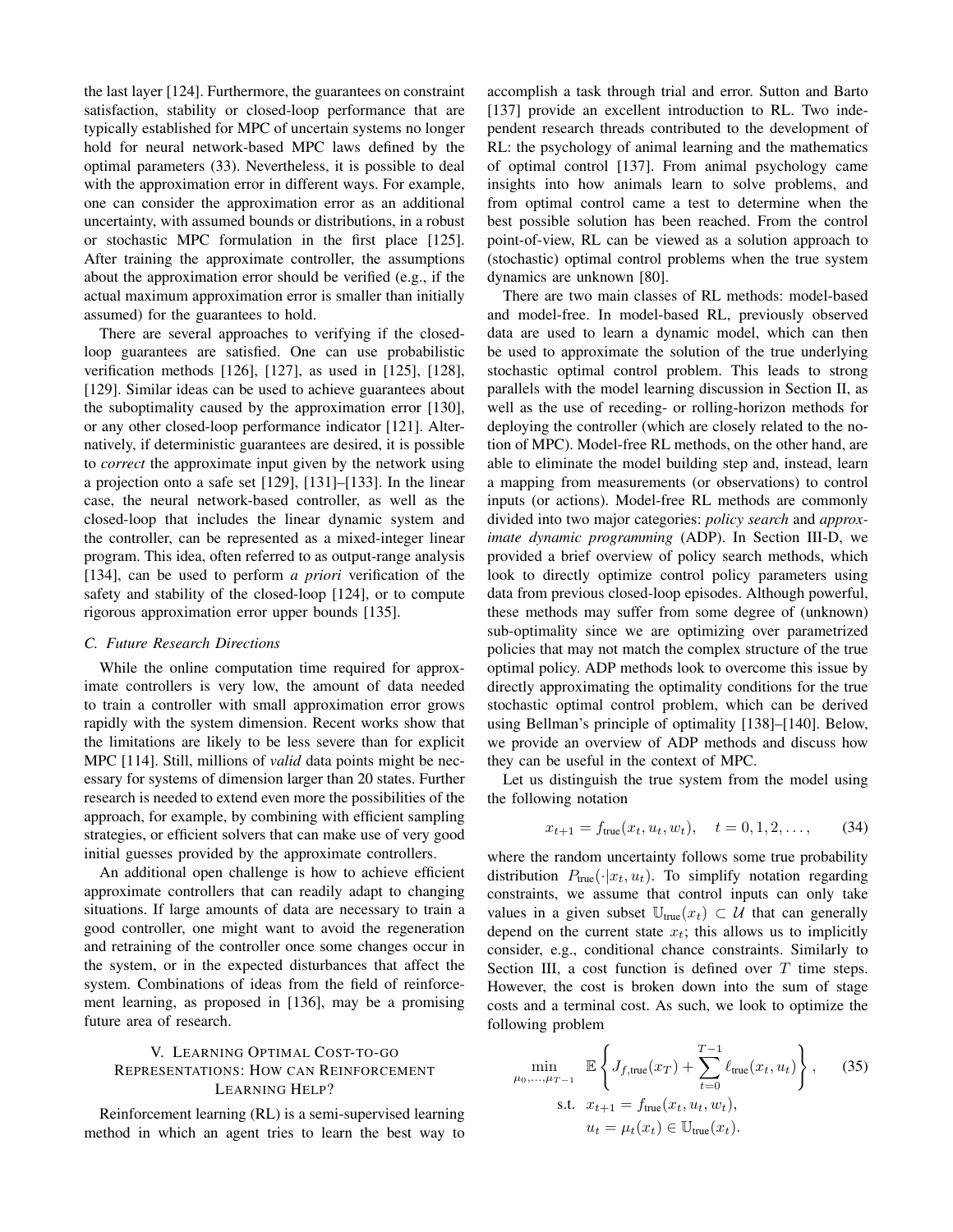the last layer [124]. Furthermore, the guarantees on constraint satisfaction, stability or closed-loop performance that are typically established for MPC of uncertain systems no longer hold for neural network-based MPC laws defined by the optimal parameters (33). Nevertheless, it is possible to deal with the approximation error in different ways. For example, one can consider the approximation error as an additional uncertainty, with assumed bounds or distributions, in a robust or stochastic MPC formulation in the first place [125]. After training the approximate controller, the assumptions about the approximation error should be verified (e.g., if the actual maximum approximation error is smaller than initially assumed) for the guarantees to hold.

There are several approaches to verifying if the closed-loop guarantees are satisfied. One can use probabilistic verification methods [126], [127], as used in [125], [128], [129]. Similar ideas can be used to achieve guarantees about the suboptimality caused by the approximation error [130], or any other closed-loop performance indicator [121]. Alternatively, if deterministic guarantees are desired, it is possible to *correct* the approximate input given by the network using a projection onto a safe set [129], [131]–[133]. In the linear case, the neural network-based controller, as well as the closed-loop that includes the linear dynamic system and the controller, can be represented as a mixed-integer linear program. This idea, often referred to as output-range analysis [134], can be used to perform *a priori* verification of the safety and stability of the closed-loop [124], or to compute rigorous approximation error upper bounds [135].

### C. Future Research Directions

While the online computation time required for approximate controllers is very low, the amount of data needed to train a controller with small approximation error grows rapidly with the system dimension. Recent works show that the limitations are likely to be less severe than for explicit MPC [114]. Still, millions of *valid* data points might be necessary for systems of dimension larger than 20 states. Further research is needed to extend even more the possibilities of the approach, for example, by combining with efficient sampling strategies, or efficient solvers that can make use of very good initial guesses provided by the approximate controllers.

An additional open challenge is how to achieve efficient approximate controllers that can readily adapt to changing situations. If large amounts of data are necessary to train a good controller, one might want to avoid the regeneration and retraining of the controller once some changes occur in the system, or in the expected disturbances that affect the system. Combinations of ideas from the field of reinforcement learning, as proposed in [136], may be a promising future area of research.

## V. Learning Optimal Cost-to-go Representations: How can Reinforcement Learning Help?

Reinforcement learning (RL) is a semi-supervised learning method in which an agent tries to learn the best way to accomplish a task through trial and error. Sutton and Barto [137] provide an excellent introduction to RL. Two independent research threads contributed to the development of RL: the psychology of animal learning and the mathematics of optimal control [137]. From animal psychology came insights into how animals learn to solve problems, and from optimal control came a test to determine when the best possible solution has been reached. From the control point-of-view, RL can be viewed as a solution approach to (stochastic) optimal control problems when the true system dynamics are unknown [80].

There are two main classes of RL methods: model-based and model-free. In model-based RL, previously observed data are used to learn a dynamic model, which can then be used to approximate the solution of the true underlying stochastic optimal control problem. This leads to strong parallels with the model learning discussion in Section II, as well as the use of receding- or rolling-horizon methods for deploying the controller (which are closely related to the notion of MPC). Model-free RL methods, on the other hand, are able to eliminate the model building step and, instead, learn a mapping from measurements (or observations) to control inputs (or actions). Model-free RL methods are commonly divided into two major categories: *policy search* and *approximate dynamic programming* (ADP). In Section III-D, we provided a brief overview of policy search methods, which look to directly optimize control policy parameters using data from previous closed-loop episodes. Although powerful, these methods may suffer from some degree of (unknown) sub-optimality since we are optimizing over parametrized policies that may not match the complex structure of the true optimal policy. ADP methods look to overcome this issue by directly approximating the optimality conditions for the true stochastic optimal control problem, which can be derived using Bellman's principle of optimality [138]–[140]. Below, we provide an overview of ADP methods and discuss how they can be useful in the context of MPC.

Let us distinguish the true system from the model using the following notation

$$x_{t+1} = f_{\text{true}}(x_t, u_t, w_t), \quad t = 0, 1, 2, \dots, \tag{34}$$

where the random uncertainty follows some true probability distribution $P_{\text{true}}(\cdot|x_t, u_t)$. To simplify notation regarding constraints, we assume that control inputs can only take values in a given subset $\mathbb{U}_{\text{true}}(x_t) \subset \mathcal{U}$ that can generally depend on the current state $x_t$; this allows us to implicitly consider, e.g., conditional chance constraints. Similarly to Section III, a cost function is defined over $T$ time steps. However, the cost is broken down into the sum of stage costs and a terminal cost. As such, we look to optimize the following problem

$$\begin{aligned} \min_{\mu_0, \dots, \mu_{T-1}} \quad & \mathbb{E}\left\{ J_{f,\text{true}}(x_T) + \sum_{t=0}^{T-1} \ell_{\text{true}}(x_t, u_t) \right\}, \\ \text{s.t.} \quad & x_{t+1} = f_{\text{true}}(x_t, u_t, w_t), \\ & u_t = \mu_t(x_t) \in \mathbb{U}_{\text{true}}(x_t). \end{aligned} \tag{35}$$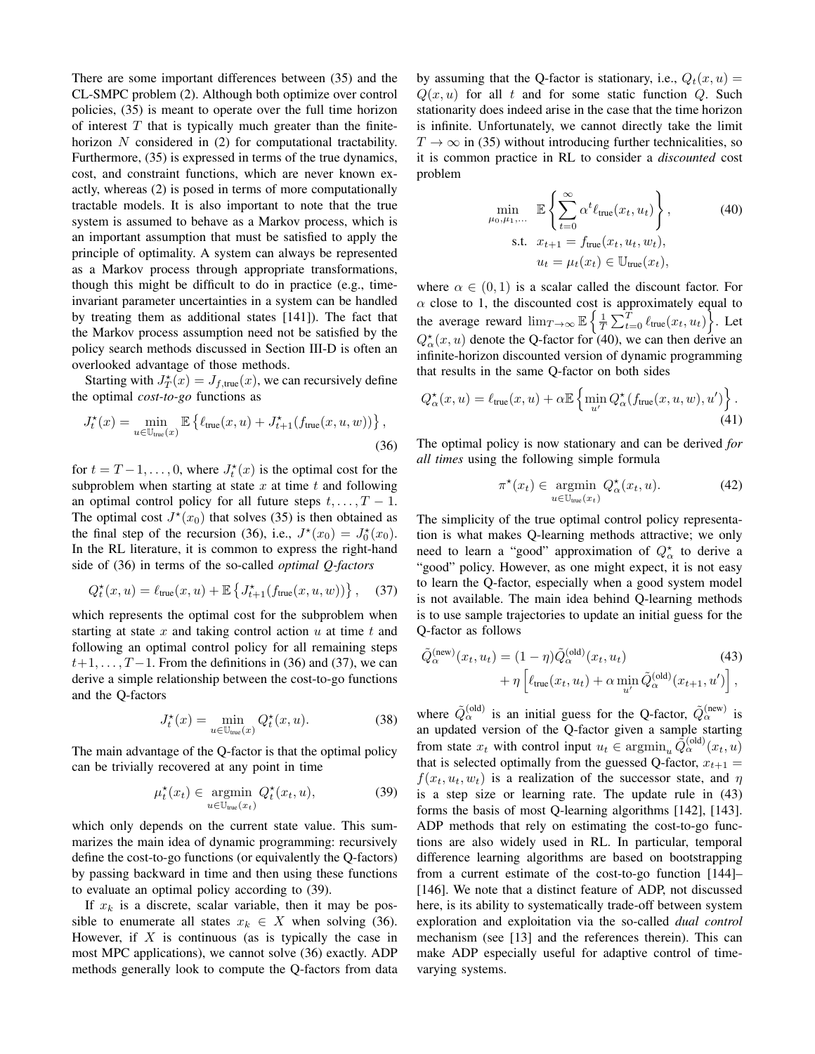There are some important differences between (35) and the CL-SMPC problem (2). Although both optimize over control policies, (35) is meant to operate over the full time horizon of interest $T$ that is typically much greater than the finite-horizon $N$ considered in (2) for computational tractability. Furthermore, (35) is expressed in terms of the true dynamics, cost, and constraint functions, which are never known exactly, whereas (2) is posed in terms of more computationally tractable models. It is also important to note that the true system is assumed to behave as a Markov process, which is an important assumption that must be satisfied to apply the principle of optimality. A system can always be represented as a Markov process through appropriate transformations, though this might be difficult to do in practice (e.g., time-invariant parameter uncertainties in a system can be handled by treating them as additional states [141]). The fact that the Markov process assumption need not be satisfied by the policy search methods discussed in Section III-D is often an overlooked advantage of those methods.

Starting with $J_T^\star(x) = J_{f,\text{true}}(x)$, we can recursively define the optimal *cost-to-go* functions as

$$J_t^\star(x) = \min_{u \in \mathbb{U}_{\text{true}}(x)} \mathbb{E}\left\{ \ell_{\text{true}}(x,u) + J_{t+1}^\star(f_{\text{true}}(x,u,w)) \right\}, \tag{36}$$

for $t = T-1, \ldots, 0$, where $J_t^\star(x)$ is the optimal cost for the subproblem when starting at state $x$ at time $t$ and following an optimal control policy for all future steps $t, \ldots, T-1$. The optimal cost $J^\star(x_0)$ that solves (35) is then obtained as the final step of the recursion (36), i.e., $J^\star(x_0) = J_0^\star(x_0)$. In the RL literature, it is common to express the right-hand side of (36) in terms of the so-called *optimal Q-factors*

$$Q_t^\star(x,u) = \ell_{\text{true}}(x,u) + \mathbb{E}\left\{ J_{t+1}^\star(f_{\text{true}}(x,u,w)) \right\}, \tag{37}$$

which represents the optimal cost for the subproblem when starting at state $x$ and taking control action $u$ at time $t$ and following an optimal control policy for all remaining steps $t+1, \ldots, T-1$. From the definitions in (36) and (37), we can derive a simple relationship between the cost-to-go functions and the Q-factors

$$J_t^\star(x) = \min_{u \in \mathbb{U}_{\text{true}}(x)} Q_t^\star(x,u). \tag{38}$$

The main advantage of the Q-factor is that the optimal policy can be trivially recovered at any point in time

$$\mu_t^\star(x) \in \operatorname*{argmin}_{u \in \mathbb{U}_{\text{true}}(x)} Q_t^\star(x,u), \tag{39}$$

which only depends on the current state value. This summarizes the main idea of dynamic programming: recursively define the cost-to-go functions (or equivalently the Q-factors) by passing backward in time and then using these functions to evaluate an optimal policy according to (39).

If $x_k$ is a discrete, scalar variable, then it may be possible to enumerate all states $x_k \in X$ when solving (36). However, if $X$ is continuous (as is typically the case in most MPC applications), we cannot solve (36) exactly. ADP methods generally look to compute the Q-factors from data by assuming that the Q-factor is stationary, i.e., $Q_t(x,u) = Q(x,u)$ for all $t$ and for some static function $Q$. Such stationarity does indeed arise in the case that the time horizon is infinite. Unfortunately, we cannot directly take the limit $T \to \infty$ in (35) without introducing further technicalities, so it is common practice in RL to consider a *discounted* cost problem

$$\begin{aligned} \min_{\mu_0, \mu_1, \ldots} \quad & \mathbb{E}\left\{ \sum_{t=0}^{\infty} \alpha^t \ell_{\text{true}}(x_t, u_t) \right\}, \\ \text{s.t.} \quad & x_{t+1} = f_{\text{true}}(x_t, u_t, w_t), \\ & u_t = \mu_t(x_t) \in \mathbb{U}_{\text{true}}(x_t), \end{aligned} \tag{40}$$

where $\alpha \in (0,1)$ is a scalar called the discount factor. For $\alpha$ close to 1, the discounted cost is approximately equal to the average reward $\lim_{T\to\infty} \mathbb{E}\left\{ \frac{1}{T} \sum_{t=0}^{T} \ell_{\text{true}}(x_t, u_t) \right\}$. Let $Q_\alpha^\star(x,u)$ denote the Q-factor for (40), we can then derive an infinite-horizon discounted version of dynamic programming that results in the same Q-factor on both sides

$$Q_\alpha^\star(x,u) = \ell_{\text{true}}(x,u) + \alpha \mathbb{E}\left\{ \min_{u'} Q_\alpha^\star(f_{\text{true}}(x,u,w), u') \right\}. \tag{41}$$

The optimal policy is now stationary and can be derived *for all times* using the following simple formula

$$\pi^\star(x_t) \in \operatorname*{argmin}_{u \in \mathbb{U}_{\text{true}}(x_t)} Q_\alpha^\star(x_t, u). \tag{42}$$

The simplicity of the true optimal control policy representation is what makes Q-learning methods attractive; we only need to learn a "good" approximation of $Q_\alpha^\star$ to derive a "good" policy. However, as one might expect, it is not easy to learn the Q-factor, especially when a good system model is not available. The main idea behind Q-learning methods is to use sample trajectories to update an initial guess for the Q-factor as follows

$$\begin{aligned} \tilde{Q}_\alpha^{(\text{new})}(x_t, u_t) = {} & (1-\eta)\tilde{Q}_\alpha^{(\text{old})}(x_t, u_t) \\ & + \eta \left[ \ell_{\text{true}}(x_t, u_t) + \alpha \min_{u'} \tilde{Q}_\alpha^{(\text{old})}(x_{t+1}, u') \right], \end{aligned} \tag{43}$$

where $\tilde{Q}_\alpha^{(\text{old})}$ is an initial guess for the Q-factor, $\tilde{Q}_\alpha^{(\text{new})}$ is an updated version of the Q-factor given a sample starting from state $x_t$ with control input $u_t \in \operatorname{argmin}_u \tilde{Q}_\alpha^{(\text{old})}(x_t, u)$ that is selected optimally from the guessed Q-factor, $x_{t+1} = f(x_t, u_t, w_t)$ is a realization of the successor state, and $\eta$ is a step size or learning rate. The update rule in (43) forms the basis of most Q-learning algorithms [142], [143]. ADP methods that rely on estimating the cost-to-go functions are also widely used in RL. In particular, temporal difference learning algorithms are based on bootstrapping from a current estimate of the cost-to-go function [144]–[146]. We note that a distinct feature of ADP, not discussed here, is its ability to systematically trade-off between system exploration and exploitation via the so-called *dual control* mechanism (see [13] and the references therein). This can make ADP especially useful for adaptive control of time-varying systems.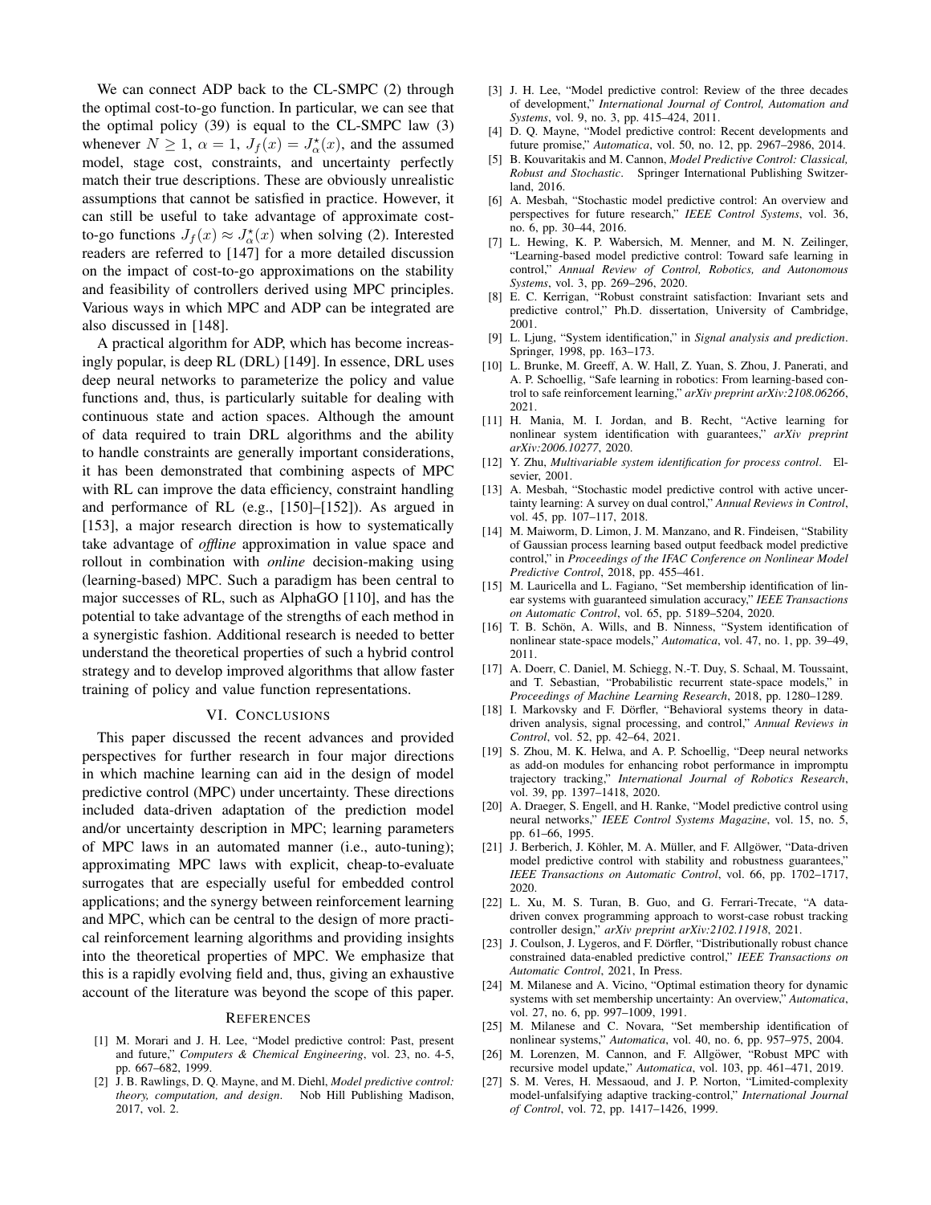We can connect ADP back to the CL-SMPC (2) through the optimal cost-to-go function. In particular, we can see that the optimal policy (39) is equal to the CL-SMPC law (3) whenever $N \geq 1$, $\alpha = 1$, $J_f(x) = J^\star_\alpha(x)$, and the assumed model, stage cost, constraints, and uncertainty perfectly match their true descriptions. These are obviously unrealistic assumptions that cannot be satisfied in practice. However, it can still be useful to take advantage of approximate cost-to-go functions $J_f(x) \approx J^\star_\alpha(x)$ when solving (2). Interested readers are referred to [147] for a more detailed discussion on the impact of cost-to-go approximations on the stability and feasibility of controllers derived using MPC principles. Various ways in which MPC and ADP can be integrated are also discussed in [148].

A practical algorithm for ADP, which has become increasingly popular, is deep RL (DRL) [149]. In essence, DRL uses deep neural networks to parameterize the policy and value functions and, thus, is particularly suitable for dealing with continuous state and action spaces. Although the amount of data required to train DRL algorithms and the ability to handle constraints are generally important considerations, it has been demonstrated that combining aspects of MPC with RL can improve the data efficiency, constraint handling and performance of RL (e.g., [150]–[152]). As argued in [153], a major research direction is how to systematically take advantage of *offline* approximation in value space and rollout in combination with *online* decision-making using (learning-based) MPC. Such a paradigm has been central to major successes of RL, such as AlphaGO [110], and has the potential to take advantage of the strengths of each method in a synergistic fashion. Additional research is needed to better understand the theoretical properties of such a hybrid control strategy and to develop improved algorithms that allow faster training of policy and value function representations.

## VI. Conclusions

This paper discussed the recent advances and provided perspectives for further research in four major directions in which machine learning can aid in the design of model predictive control (MPC) under uncertainty. These directions included data-driven adaptation of the prediction model and/or uncertainty description in MPC; learning parameters of MPC laws in an automated manner (i.e., auto-tuning); approximating MPC laws with explicit, cheap-to-evaluate surrogates that are especially useful for embedded control applications; and the synergy between reinforcement learning and MPC, which can be central to the design of more practical reinforcement learning algorithms and providing insights into the theoretical properties of MPC. We emphasize that this is a rapidly evolving field and, thus, giving an exhaustive account of the literature was beyond the scope of this paper.

## References

[1] M. Morari and J. H. Lee, "Model predictive control: Past, present and future," *Computers & Chemical Engineering*, vol. 23, no. 4-5, pp. 667–682, 1999.

[2] J. B. Rawlings, D. Q. Mayne, and M. Diehl, *Model predictive control: theory, computation, and design*. Nob Hill Publishing Madison, 2017, vol. 2.

[3] J. H. Lee, "Model predictive control: Review of the three decades of development," *International Journal of Control, Automation and Systems*, vol. 9, no. 3, pp. 415–424, 2011.

[4] D. Q. Mayne, "Model predictive control: Recent developments and future promise," *Automatica*, vol. 50, no. 12, pp. 2967–2986, 2014.

[5] B. Kouvaritakis and M. Cannon, *Model Predictive Control: Classical, Robust and Stochastic*. Springer International Publishing Switzerland, 2016.

[6] A. Mesbah, "Stochastic model predictive control: An overview and perspectives for future research," *IEEE Control Systems*, vol. 36, no. 6, pp. 30–44, 2016.

[7] L. Hewing, K. P. Wabersich, M. Menner, and M. N. Zeilinger, "Learning-based model predictive control: Toward safe learning in control," *Annual Review of Control, Robotics, and Autonomous Systems*, vol. 3, pp. 269–296, 2020.

[8] E. C. Kerrigan, "Robust constraint satisfaction: Invariant sets and predictive control," Ph.D. dissertation, University of Cambridge, 2001.

[9] L. Ljung, "System identification," in *Signal analysis and prediction*. Springer, 1998, pp. 163–173.

[10] L. Brunke, M. Greeff, A. W. Hall, Z. Yuan, S. Zhou, J. Panerati, and A. P. Schoellig, "Safe learning in robotics: From learning-based control to safe reinforcement learning," *arXiv preprint arXiv:2108.06266*, 2021.

[11] H. Mania, M. I. Jordan, and B. Recht, "Active learning for nonlinear system identification with guarantees," *arXiv preprint arXiv:2006.10277*, 2020.

[12] Y. Zhu, *Multivariable system identification for process control*. Elsevier, 2001.

[13] A. Mesbah, "Stochastic model predictive control with active uncertainty learning: A survey on dual control," *Annual Reviews in Control*, vol. 45, pp. 107–117, 2018.

[14] M. Maiworm, D. Limon, J. M. Manzano, and R. Findeisen, "Stability of Gaussian process learning based output feedback model predictive control," in *Proceedings of the IFAC Conference on Nonlinear Model Predictive Control*, 2018, pp. 455–461.

[15] M. Lauricella and L. Fagiano, "Set membership identification of linear systems with guaranteed simulation accuracy," *IEEE Transactions on Automatic Control*, vol. 65, pp. 5189–5204, 2020.

[16] T. B. Schön, A. Wills, and B. Ninness, "System identification of nonlinear state-space models," *Automatica*, vol. 47, no. 1, pp. 39–49, 2011.

[17] A. Doerr, C. Daniel, M. Schiegg, N.-T. Duy, S. Schaal, M. Toussaint, and T. Sebastian, "Probabilistic recurrent state-space models," in *Proceedings of Machine Learning Research*, 2018, pp. 1280–1289.

[18] I. Markovsky and F. Dörfler, "Behavioral systems theory in data-driven analysis, signal processing, and control," *Annual Reviews in Control*, vol. 52, pp. 42–64, 2021.

[19] S. Zhou, M. K. Helwa, and A. P. Schoellig, "Deep neural networks as add-on modules for enhancing robot performance in impromptu trajectory tracking," *International Journal of Robotics Research*, vol. 39, pp. 1397–1418, 2020.

[20] A. Draeger, S. Engell, and H. Ranke, "Model predictive control using neural networks," *IEEE Control Systems Magazine*, vol. 15, no. 5, pp. 61–66, 1995.

[21] J. Berberich, J. Köhler, M. A. Müller, and F. Allgöwer, "Data-driven model predictive control with stability and robustness guarantees," *IEEE Transactions on Automatic Control*, vol. 66, pp. 1702–1717, 2020.

[22] L. Xu, M. S. Turan, B. Guo, and G. Ferrari-Trecate, "A data-driven convex programming approach to worst-case robust tracking controller design," *arXiv preprint arXiv:2102.11918*, 2021.

[23] J. Coulson, J. Lygeros, and F. Dörfler, "Distributionally robust chance constrained data-enabled predictive control," *IEEE Transactions on Automatic Control*, 2021, In Press.

[24] M. Milanese and A. Vicino, "Optimal estimation theory for dynamic systems with set membership uncertainty: An overview," *Automatica*, vol. 27, no. 6, pp. 997–1009, 1991.

[25] M. Milanese and C. Novara, "Set membership identification of nonlinear systems," *Automatica*, vol. 40, no. 6, pp. 957–975, 2004.

[26] M. Lorenzen, M. Cannon, and F. Allgöwer, "Robust MPC with recursive model update," *Automatica*, vol. 103, pp. 461–471, 2019.

[27] S. M. Veres, H. Messaoud, and J. P. Norton, "Limited-complexity model-unfalsifying adaptive tracking-control," *International Journal of Control*, vol. 72, pp. 1417–1426, 1999.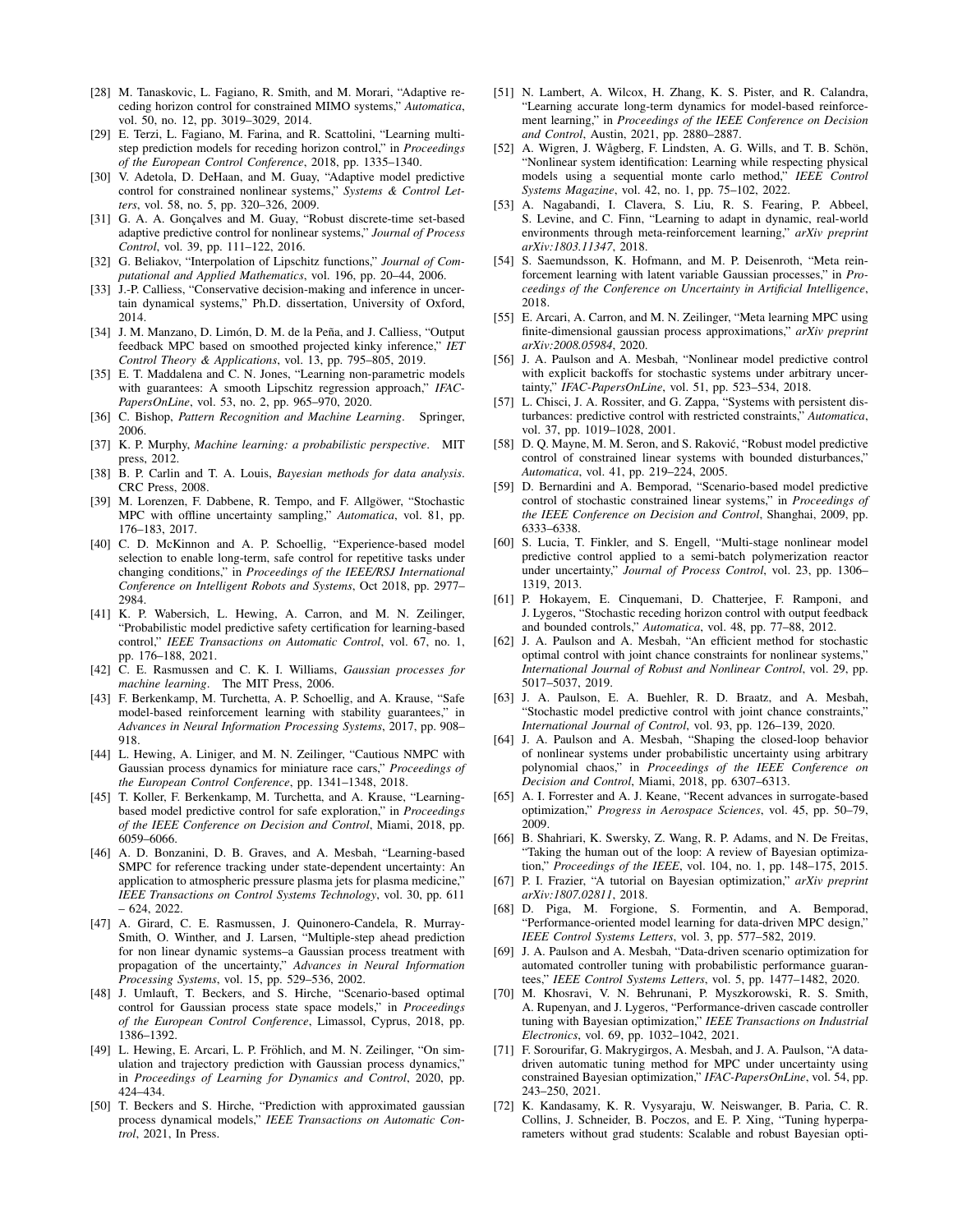[28] M. Tanaskovic, L. Fagiano, R. Smith, and M. Morari, "Adaptive receding horizon control for constrained MIMO systems," *Automatica*, vol. 50, no. 12, pp. 3019–3029, 2014.

[29] E. Terzi, L. Fagiano, M. Farina, and R. Scattolini, "Learning multi-step prediction models for receding horizon control," in *Proceedings of the European Control Conference*, 2018, pp. 1335–1340.

[30] V. Adetola, D. DeHaan, and M. Guay, "Adaptive model predictive control for constrained nonlinear systems," *Systems & Control Letters*, vol. 58, no. 5, pp. 320–326, 2009.

[31] G. A. A. Gonçalves and M. Guay, "Robust discrete-time set-based adaptive predictive control for nonlinear systems," *Journal of Process Control*, vol. 39, pp. 111–122, 2016.

[32] G. Beliakov, "Interpolation of Lipschitz functions," *Journal of Computational and Applied Mathematics*, vol. 196, pp. 20–44, 2006.

[33] J.-P. Calliess, "Conservative decision-making and inference in uncertain dynamical systems," Ph.D. dissertation, University of Oxford, 2014.

[34] J. M. Manzano, D. Limón, D. M. de la Peña, and J. Calliess, "Output feedback MPC based on smoothed projected kinky inference," *IET Control Theory & Applications*, vol. 13, pp. 795–805, 2019.

[35] E. T. Maddalena and C. N. Jones, "Learning non-parametric models with guarantees: A smooth Lipschitz regression approach," *IFAC-PapersOnLine*, vol. 53, no. 2, pp. 965–970, 2020.

[36] C. Bishop, *Pattern Recognition and Machine Learning*. Springer, 2006.

[37] K. P. Murphy, *Machine learning: a probabilistic perspective*. MIT press, 2012.

[38] B. P. Carlin and T. A. Louis, *Bayesian methods for data analysis*. CRC Press, 2008.

[39] M. Lorenzen, F. Dabbene, R. Tempo, and F. Allgöwer, "Stochastic MPC with offline uncertainty sampling," *Automatica*, vol. 81, pp. 176–183, 2017.

[40] C. D. McKinnon and A. P. Schoellig, "Experience-based model selection to enable long-term, safe control for repetitive tasks under changing conditions," in *Proceedings of the IEEE/RSJ International Conference on Intelligent Robots and Systems*, Oct 2018, pp. 2977–2984.

[41] K. P. Wabersich, L. Hewing, A. Carron, and M. N. Zeilinger, "Probabilistic model predictive safety certification for learning-based control," *IEEE Transactions on Automatic Control*, vol. 67, no. 1, pp. 176–188, 2021.

[42] C. E. Rasmussen and C. K. I. Williams, *Gaussian processes for machine learning*. The MIT Press, 2006.

[43] F. Berkenkamp, M. Turchetta, A. P. Schoellig, and A. Krause, "Safe model-based reinforcement learning with stability guarantees," in *Advances in Neural Information Processing Systems*, 2017, pp. 908–918.

[44] L. Hewing, A. Liniger, and M. N. Zeilinger, "Cautious NMPC with Gaussian process dynamics for miniature race cars," *Proceedings of the European Control Conference*, pp. 1341–1348, 2018.

[45] T. Koller, F. Berkenkamp, M. Turchetta, and A. Krause, "Learning-based model predictive control for safe exploration," in *Proceedings of the IEEE Conference on Decision and Control*, Miami, 2018, pp. 6059–6066.

[46] A. D. Bonzanini, D. B. Graves, and A. Mesbah, "Learning-based SMPC for reference tracking under state-dependent uncertainty: An application to atmospheric pressure plasma jets for plasma medicine," *IEEE Transactions on Control Systems Technology*, vol. 30, pp. 611 – 624, 2022.

[47] A. Girard, C. E. Rasmussen, J. Quinonero-Candela, R. Murray-Smith, O. Winther, and J. Larsen, "Multiple-step ahead prediction for non linear dynamic systems–a Gaussian process treatment with propagation of the uncertainty," *Advances in Neural Information Processing Systems*, vol. 15, pp. 529–536, 2002.

[48] J. Umlauft, T. Beckers, and S. Hirche, "Scenario-based optimal control for Gaussian process state space models," in *Proceedings of the European Control Conference*, Limassol, Cyprus, 2018, pp. 1386–1392.

[49] L. Hewing, E. Arcari, L. P. Fröhlich, and M. N. Zeilinger, "On simulation and trajectory prediction with Gaussian process dynamics," in *Proceedings of Learning for Dynamics and Control*, 2020, pp. 424–434.

[50] T. Beckers and S. Hirche, "Prediction with approximated gaussian process dynamical models," *IEEE Transactions on Automatic Control*, 2021, In Press.

[51] N. Lambert, A. Wilcox, H. Zhang, K. S. Pister, and R. Calandra, "Learning accurate long-term dynamics for model-based reinforcement learning," in *Proceedings of the IEEE Conference on Decision and Control*, Austin, 2021, pp. 2880–2887.

[52] A. Wigren, J. Wågberg, F. Lindsten, A. G. Wills, and T. B. Schön, "Nonlinear system identification: Learning while respecting physical models using a sequential monte carlo method," *IEEE Control Systems Magazine*, vol. 42, no. 1, pp. 75–102, 2022.

[53] A. Nagabandi, I. Clavera, S. Liu, R. S. Fearing, P. Abbeel, S. Levine, and C. Finn, "Learning to adapt in dynamic, real-world environments through meta-reinforcement learning," *arXiv preprint arXiv:1803.11347*, 2018.

[54] S. Saemundsson, K. Hofmann, and M. P. Deisenroth, "Meta reinforcement learning with latent variable Gaussian processes," in *Proceedings of the Conference on Uncertainty in Artificial Intelligence*, 2018.

[55] E. Arcari, A. Carron, and M. N. Zeilinger, "Meta learning MPC using finite-dimensional gaussian process approximations," *arXiv preprint arXiv:2008.05984*, 2020.

[56] J. A. Paulson and A. Mesbah, "Nonlinear model predictive control with explicit backoffs for stochastic systems under arbitrary uncertainty," *IFAC-PapersOnLine*, vol. 51, pp. 523–534, 2018.

[57] L. Chisci, J. A. Rossiter, and G. Zappa, "Systems with persistent disturbances: predictive control with restricted constraints," *Automatica*, vol. 37, pp. 1019–1028, 2001.

[58] D. Q. Mayne, M. M. Seron, and S. Raković, "Robust model predictive control of constrained linear systems with bounded disturbances," *Automatica*, vol. 41, pp. 219–224, 2005.

[59] D. Bernardini and A. Bemporad, "Scenario-based model predictive control of stochastic constrained linear systems," in *Proceedings of the IEEE Conference on Decision and Control*, Shanghai, 2009, pp. 6333–6338.

[60] S. Lucia, T. Finkler, and S. Engell, "Multi-stage nonlinear model predictive control applied to a semi-batch polymerization reactor under uncertainty," *Journal of Process Control*, vol. 23, pp. 1306–1319, 2013.

[61] P. Hokayem, E. Cinquemani, D. Chatterjee, F. Ramponi, and J. Lygeros, "Stochastic receding horizon control with output feedback and bounded controls," *Automatica*, vol. 48, pp. 77–88, 2012.

[62] J. A. Paulson and A. Mesbah, "An efficient method for stochastic optimal control with joint chance constraints for nonlinear systems," *International Journal of Robust and Nonlinear Control*, vol. 29, pp. 5017–5037, 2019.

[63] J. A. Paulson, E. A. Buehler, R. D. Braatz, and A. Mesbah, "Stochastic model predictive control with joint chance constraints," *International Journal of Control*, vol. 93, pp. 126–139, 2020.

[64] J. A. Paulson and A. Mesbah, "Shaping the closed-loop behavior of nonlinear systems under probabilistic uncertainty using arbitrary polynomial chaos," in *Proceedings of the IEEE Conference on Decision and Control*, Miami, 2018, pp. 6307–6313.

[65] A. I. Forrester and A. J. Keane, "Recent advances in surrogate-based optimization," *Progress in Aerospace Sciences*, vol. 45, pp. 50–79, 2009.

[66] B. Shahriari, K. Swersky, Z. Wang, R. P. Adams, and N. De Freitas, "Taking the human out of the loop: A review of Bayesian optimization," *Proceedings of the IEEE*, vol. 104, no. 1, pp. 148–175, 2015.

[67] P. I. Frazier, "A tutorial on Bayesian optimization," *arXiv preprint arXiv:1807.02811*, 2018.

[68] D. Piga, M. Forgione, S. Formentin, and A. Bemporad, "Performance-oriented model learning for data-driven MPC design," *IEEE Control Systems Letters*, vol. 3, pp. 577–582, 2019.

[69] J. A. Paulson and A. Mesbah, "Data-driven scenario optimization for automated controller tuning with probabilistic performance guarantees," *IEEE Control Systems Letters*, vol. 5, pp. 1477–1482, 2020.

[70] M. Khosravi, V. N. Behrunani, P. Myszkorowski, R. S. Smith, A. Rupenyan, and J. Lygeros, "Performance-driven cascade controller tuning with Bayesian optimization," *IEEE Transactions on Industrial Electronics*, vol. 69, pp. 1032–1042, 2021.

[71] F. Sorourifar, G. Makrygirgos, A. Mesbah, and J. A. Paulson, "A data-driven automatic tuning method for MPC under uncertainty using constrained Bayesian optimization," *IFAC-PapersOnLine*, vol. 54, pp. 243–250, 2021.

[72] K. Kandasamy, K. R. Vysyaraju, W. Neiswanger, B. Paria, C. R. Collins, J. Schneider, B. Poczos, and E. P. Xing, "Tuning hyperparameters without grad students: Scalable and robust Bayesian opti-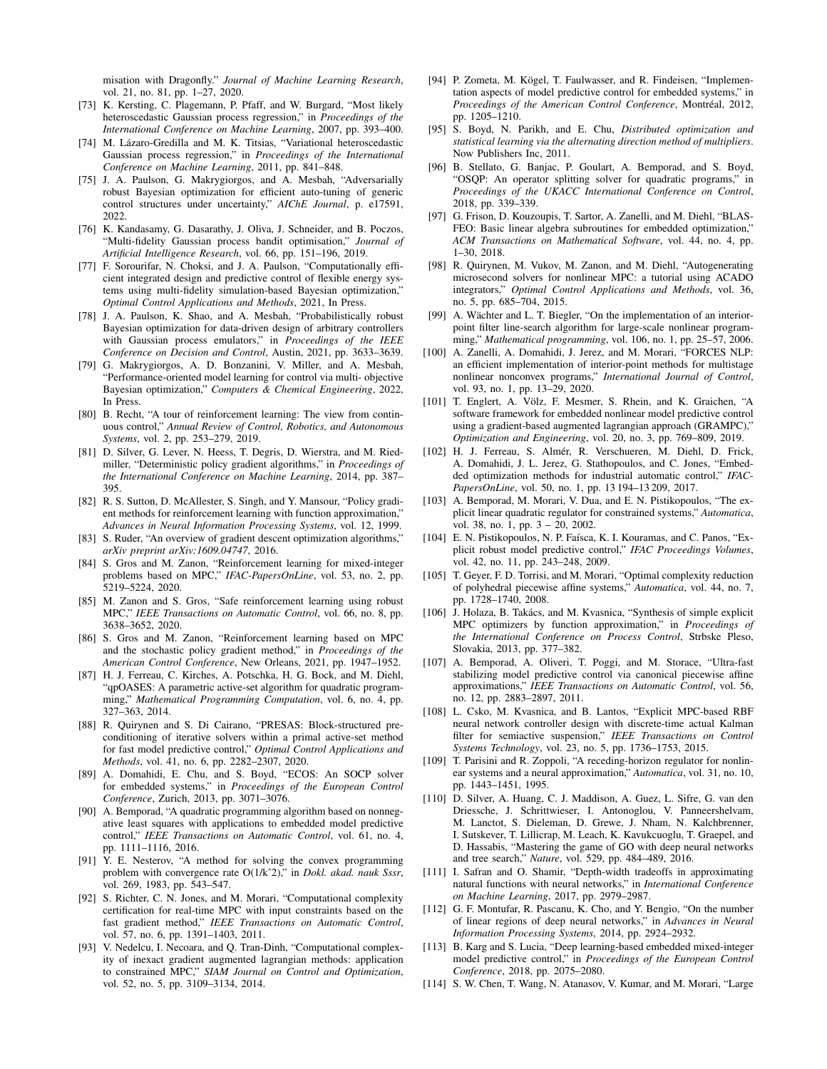misation with Dragonfly." *Journal of Machine Learning Research*, vol. 21, no. 81, pp. 1–27, 2020.

[73] K. Kersting, C. Plagemann, P. Pfaff, and W. Burgard, "Most likely heteroscedastic Gaussian process regression," in *Proceedings of the International Conference on Machine Learning*, 2007, pp. 393–400.

[74] M. Lázaro-Gredilla and M. K. Titsias, "Variational heteroscedastic Gaussian process regression," in *Proceedings of the International Conference on Machine Learning*, 2011, pp. 841–848.

[75] J. A. Paulson, G. Makrygiorgos, and A. Mesbah, "Adversarially robust Bayesian optimization for efficient auto-tuning of generic control structures under uncertainty," *AIChE Journal*, p. e17591, 2022.

[76] K. Kandasamy, G. Dasarathy, J. Oliva, J. Schneider, and B. Poczos, "Multi-fidelity Gaussian process bandit optimisation," *Journal of Artificial Intelligence Research*, vol. 66, pp. 151–196, 2019.

[77] F. Sorourifar, N. Choksi, and J. A. Paulson, "Computationally efficient integrated design and predictive control of flexible energy systems using multi-fidelity simulation-based Bayesian optimization," *Optimal Control Applications and Methods*, 2021, In Press.

[78] J. A. Paulson, K. Shao, and A. Mesbah, "Probabilistically robust Bayesian optimization for data-driven design of arbitrary controllers with Gaussian process emulators," in *Proceedings of the IEEE Conference on Decision and Control*, Austin, 2021, pp. 3633–3639.

[79] G. Makrygiorgos, A. D. Bonzanini, V. Miller, and A. Mesbah, "Performance-oriented model learning for control via multi- objective Bayesian optimization," *Computers & Chemical Engineering*, 2022, In Press.

[80] B. Recht, "A tour of reinforcement learning: The view from continuous control," *Annual Review of Control, Robotics, and Autonomous Systems*, vol. 2, pp. 253–279, 2019.

[81] D. Silver, G. Lever, N. Heess, T. Degris, D. Wierstra, and M. Riedmiller, "Deterministic policy gradient algorithms," in *Proceedings of the International Conference on Machine Learning*, 2014, pp. 387–395.

[82] R. S. Sutton, D. McAllester, S. Singh, and Y. Mansour, "Policy gradient methods for reinforcement learning with function approximation," *Advances in Neural Information Processing Systems*, vol. 12, 1999.

[83] S. Ruder, "An overview of gradient descent optimization algorithms," *arXiv preprint arXiv:1609.04747*, 2016.

[84] S. Gros and M. Zanon, "Reinforcement learning for mixed-integer problems based on MPC," *IFAC-PapersOnLine*, vol. 53, no. 2, pp. 5219–5224, 2020.

[85] M. Zanon and S. Gros, "Safe reinforcement learning using robust MPC," *IEEE Transactions on Automatic Control*, vol. 66, no. 8, pp. 3638–3652, 2020.

[86] S. Gros and M. Zanon, "Reinforcement learning based on MPC and the stochastic policy gradient method," in *Proceedings of the American Control Conference*, New Orleans, 2021, pp. 1947–1952.

[87] H. J. Ferreau, C. Kirches, A. Potschka, H. G. Bock, and M. Diehl, "qpOASES: A parametric active-set algorithm for quadratic programming," *Mathematical Programming Computation*, vol. 6, no. 4, pp. 327–363, 2014.

[88] R. Quirynen and S. Di Cairano, "PRESAS: Block-structured preconditioning of iterative solvers within a primal active-set method for fast model predictive control," *Optimal Control Applications and Methods*, vol. 41, no. 6, pp. 2282–2307, 2020.

[89] A. Domahidi, E. Chu, and S. Boyd, "ECOS: An SOCP solver for embedded systems," in *Proceedings of the European Control Conference*, Zurich, 2013, pp. 3071–3076.

[90] A. Bemporad, "A quadratic programming algorithm based on nonnegative least squares with applications to embedded model predictive control," *IEEE Transactions on Automatic Control*, vol. 61, no. 4, pp. 1111–1116, 2016.

[91] Y. E. Nesterov, "A method for solving the convex programming problem with convergence rate O(1/k^2)," in *Dokl. akad. nauk Sssr*, vol. 269, 1983, pp. 543–547.

[92] S. Richter, C. N. Jones, and M. Morari, "Computational complexity certification for real-time MPC with input constraints based on the fast gradient method," *IEEE Transactions on Automatic Control*, vol. 57, no. 6, pp. 1391–1403, 2011.

[93] V. Nedelcu, I. Necoara, and Q. Tran-Dinh, "Computational complexity of inexact gradient augmented lagrangian methods: application to constrained MPC," *SIAM Journal on Control and Optimization*, vol. 52, no. 5, pp. 3109–3134, 2014.

[94] P. Zometa, M. Kögel, T. Faulwasser, and R. Findeisen, "Implementation aspects of model predictive control for embedded systems," in *Proceedings of the American Control Conference*, Montréal, 2012, pp. 1205–1210.

[95] S. Boyd, N. Parikh, and E. Chu, *Distributed optimization and statistical learning via the alternating direction method of multipliers*. Now Publishers Inc, 2011.

[96] B. Stellato, G. Banjac, P. Goulart, A. Bemporad, and S. Boyd, "OSQP: An operator splitting solver for quadratic programs," in *Proceedings of the UKACC International Conference on Control*, 2018, pp. 339–339.

[97] G. Frison, D. Kouzoupis, T. Sartor, A. Zanelli, and M. Diehl, "BLASFEO: Basic linear algebra subroutines for embedded optimization," *ACM Transactions on Mathematical Software*, vol. 44, no. 4, pp. 1–30, 2018.

[98] R. Quirynen, M. Vukov, M. Zanon, and M. Diehl, "Autogenerating microsecond solvers for nonlinear MPC: a tutorial using ACADO integrators," *Optimal Control Applications and Methods*, vol. 36, no. 5, pp. 685–704, 2015.

[99] A. Wächter and L. T. Biegler, "On the implementation of an interior-point filter line-search algorithm for large-scale nonlinear programming," *Mathematical programming*, vol. 106, no. 1, pp. 25–57, 2006.

[100] A. Zanelli, A. Domahidi, J. Jerez, and M. Morari, "FORCES NLP: an efficient implementation of interior-point methods for multistage nonlinear nonconvex programs," *International Journal of Control*, vol. 93, no. 1, pp. 13–29, 2020.

[101] T. Englert, A. Völz, F. Mesmer, S. Rhein, and K. Graichen, "A software framework for embedded nonlinear model predictive control using a gradient-based augmented lagrangian approach (GRAMPC)," *Optimization and Engineering*, vol. 20, no. 3, pp. 769–809, 2019.

[102] H. J. Ferreau, S. Almér, R. Verschueren, M. Diehl, D. Frick, A. Domahidi, J. L. Jerez, G. Stathopoulos, and C. Jones, "Embedded optimization methods for industrial automatic control," *IFAC-PapersOnLine*, vol. 50, no. 1, pp. 13 194–13 209, 2017.

[103] A. Bemporad, M. Morari, V. Dua, and E. N. Pistikopoulos, "The explicit linear quadratic regulator for constrained systems," *Automatica*, vol. 38, no. 1, pp. 3 – 20, 2002.

[104] E. N. Pistikopoulos, N. P. Faísca, K. I. Kouramas, and C. Panos, "Explicit robust model predictive control," *IFAC Proceedings Volumes*, vol. 42, no. 11, pp. 243–248, 2009.

[105] T. Geyer, F. D. Torrisi, and M. Morari, "Optimal complexity reduction of polyhedral piecewise affine systems," *Automatica*, vol. 44, no. 7, pp. 1728–1740, 2008.

[106] J. Holaza, B. Takács, and M. Kvasnica, "Synthesis of simple explicit MPC optimizers by function approximation," in *Proceedings of the International Conference on Process Control*, Strbske Pleso, Slovakia, 2013, pp. 377–382.

[107] A. Bemporad, A. Oliveri, T. Poggi, and M. Storace, "Ultra-fast stabilizing model predictive control via canonical piecewise affine approximations," *IEEE Transactions on Automatic Control*, vol. 56, no. 12, pp. 2883–2897, 2011.

[108] L. Csko, M. Kvasnica, and B. Lantos, "Explicit MPC-based RBF neural network controller design with discrete-time actual Kalman filter for semiactive suspension," *IEEE Transactions on Control Systems Technology*, vol. 23, no. 5, pp. 1736–1753, 2015.

[109] T. Parisini and R. Zoppoli, "A receding-horizon regulator for nonlinear systems and a neural approximation," *Automatica*, vol. 31, no. 10, pp. 1443–1451, 1995.

[110] D. Silver, A. Huang, C. J. Maddison, A. Guez, L. Sifre, G. van den Driessche, J. Schrittwieser, I. Antonoglou, V. Panneershelvam, M. Lanctot, S. Dieleman, D. Grewe, J. Nham, N. Kalchbrenner, I. Sutskever, T. Lillicrap, M. Leach, K. Kavukcuoglu, T. Graepel, and D. Hassabis, "Mastering the game of GO with deep neural networks and tree search," *Nature*, vol. 529, pp. 484–489, 2016.

[111] I. Safran and O. Shamir, "Depth-width tradeoffs in approximating natural functions with neural networks," in *International Conference on Machine Learning*, 2017, pp. 2979–2987.

[112] G. F. Montufar, R. Pascanu, K. Cho, and Y. Bengio, "On the number of linear regions of deep neural networks," in *Advances in Neural Information Processing Systems*, 2014, pp. 2924–2932.

[113] B. Karg and S. Lucia, "Deep learning-based embedded mixed-integer model predictive control," in *Proceedings of the European Control Conference*, 2018, pp. 2075–2080.

[114] S. W. Chen, T. Wang, N. Atanasov, V. Kumar, and M. Morari, "Large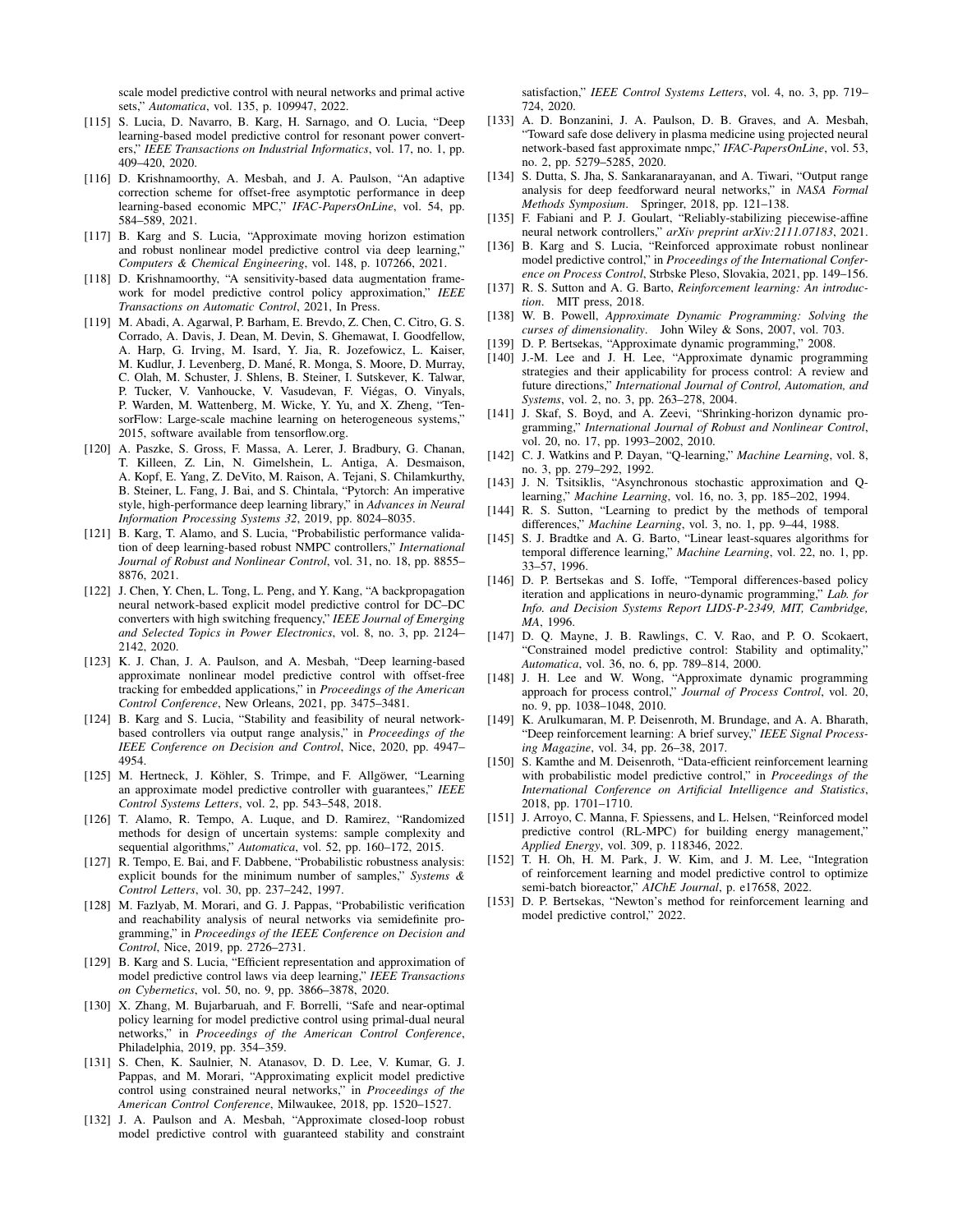scale model predictive control with neural networks and primal active sets," *Automatica*, vol. 135, p. 109947, 2022.

[115] S. Lucia, D. Navarro, B. Karg, H. Sarnago, and O. Lucia, "Deep learning-based model predictive control for resonant power converters," *IEEE Transactions on Industrial Informatics*, vol. 17, no. 1, pp. 409–420, 2020.

[116] D. Krishnamoorthy, A. Mesbah, and J. A. Paulson, "An adaptive correction scheme for offset-free asymptotic performance in deep learning-based economic MPC," *IFAC-PapersOnLine*, vol. 54, pp. 584–589, 2021.

[117] B. Karg and S. Lucia, "Approximate moving horizon estimation and robust nonlinear model predictive control via deep learning," *Computers & Chemical Engineering*, vol. 148, p. 107266, 2021.

[118] D. Krishnamoorthy, "A sensitivity-based data augmentation framework for model predictive control policy approximation," *IEEE Transactions on Automatic Control*, 2021, In Press.

[119] M. Abadi, A. Agarwal, P. Barham, E. Brevdo, Z. Chen, C. Citro, G. S. Corrado, A. Davis, J. Dean, M. Devin, S. Ghemawat, I. Goodfellow, A. Harp, G. Irving, M. Isard, Y. Jia, R. Jozefowicz, L. Kaiser, M. Kudlur, J. Levenberg, D. Mané, R. Monga, S. Moore, D. Murray, C. Olah, M. Schuster, J. Shlens, B. Steiner, I. Sutskever, K. Talwar, P. Tucker, V. Vanhoucke, V. Vasudevan, F. Viégas, O. Vinyals, P. Warden, M. Wattenberg, M. Wicke, Y. Yu, and X. Zheng, "TensorFlow: Large-scale machine learning on heterogeneous systems," 2015, software available from tensorflow.org.

[120] A. Paszke, S. Gross, F. Massa, A. Lerer, J. Bradbury, G. Chanan, T. Killeen, Z. Lin, N. Gimelshein, L. Antiga, A. Desmaison, A. Kopf, E. Yang, Z. DeVito, M. Raison, A. Tejani, S. Chilamkurthy, B. Steiner, L. Fang, J. Bai, and S. Chintala, "Pytorch: An imperative style, high-performance deep learning library," in *Advances in Neural Information Processing Systems 32*, 2019, pp. 8024–8035.

[121] B. Karg, T. Alamo, and S. Lucia, "Probabilistic performance validation of deep learning-based robust NMPC controllers," *International Journal of Robust and Nonlinear Control*, vol. 31, no. 18, pp. 8855–8876, 2021.

[122] J. Chen, Y. Chen, L. Tong, L. Peng, and Y. Kang, "A backpropagation neural network-based explicit model predictive control for DC–DC converters with high switching frequency," *IEEE Journal of Emerging and Selected Topics in Power Electronics*, vol. 8, no. 3, pp. 2124–2142, 2020.

[123] K. J. Chan, J. A. Paulson, and A. Mesbah, "Deep learning-based approximate nonlinear model predictive control with offset-free tracking for embedded applications," in *Proceedings of the American Control Conference*, New Orleans, 2021, pp. 3475–3481.

[124] B. Karg and S. Lucia, "Stability and feasibility of neural network-based controllers via output range analysis," in *Proceedings of the IEEE Conference on Decision and Control*, Nice, 2020, pp. 4947–4954.

[125] M. Hertneck, J. Köhler, S. Trimpe, and F. Allgöwer, "Learning an approximate model predictive controller with guarantees," *IEEE Control Systems Letters*, vol. 2, pp. 543–548, 2018.

[126] T. Alamo, R. Tempo, A. Luque, and D. Ramirez, "Randomized methods for design of uncertain systems: sample complexity and sequential algorithms," *Automatica*, vol. 52, pp. 160–172, 2015.

[127] R. Tempo, E. Bai, and F. Dabbene, "Probabilistic robustness analysis: explicit bounds for the minimum number of samples," *Systems & Control Letters*, vol. 30, pp. 237–242, 1997.

[128] M. Fazlyab, M. Morari, and G. J. Pappas, "Probabilistic verification and reachability analysis of neural networks via semidefinite programming," in *Proceedings of the IEEE Conference on Decision and Control*, Nice, 2019, pp. 2726–2731.

[129] B. Karg and S. Lucia, "Efficient representation and approximation of model predictive control laws via deep learning," *IEEE Transactions on Cybernetics*, vol. 50, no. 9, pp. 3866–3878, 2020.

[130] X. Zhang, M. Bujarbaruah, and F. Borrelli, "Safe and near-optimal policy learning for model predictive control using primal-dual neural networks," in *Proceedings of the American Control Conference*, Philadelphia, 2019, pp. 354–359.

[131] S. Chen, K. Saulnier, N. Atanasov, D. D. Lee, V. Kumar, G. J. Pappas, and M. Morari, "Approximating explicit model predictive control using constrained neural networks," in *Proceedings of the American Control Conference*, Milwaukee, 2018, pp. 1520–1527.

[132] J. A. Paulson and A. Mesbah, "Approximate closed-loop robust model predictive control with guaranteed stability and constraint satisfaction," *IEEE Control Systems Letters*, vol. 4, no. 3, pp. 719–724, 2020.

[133] A. D. Bonzanini, J. A. Paulson, D. B. Graves, and A. Mesbah, "Toward safe dose delivery in plasma medicine using projected neural network-based fast approximate nmpc," *IFAC-PapersOnLine*, vol. 53, no. 2, pp. 5279–5285, 2020.

[134] S. Dutta, S. Jha, S. Sankaranarayanan, and A. Tiwari, "Output range analysis for deep feedforward neural networks," in *NASA Formal Methods Symposium*. Springer, 2018, pp. 121–138.

[135] F. Fabiani and P. J. Goulart, "Reliably-stabilizing piecewise-affine neural network controllers," *arXiv preprint arXiv:2111.07183*, 2021.

[136] B. Karg and S. Lucia, "Reinforced approximate robust nonlinear model predictive control," in *Proceedings of the International Conference on Process Control*, Strbske Pleso, Slovakia, 2021, pp. 149–156.

[137] R. S. Sutton and A. G. Barto, *Reinforcement learning: An introduction*. MIT press, 2018.

[138] W. B. Powell, *Approximate Dynamic Programming: Solving the curses of dimensionality*. John Wiley & Sons, 2007, vol. 703.

[139] D. P. Bertsekas, "Approximate dynamic programming," 2008.

[140] J.-M. Lee and J. H. Lee, "Approximate dynamic programming strategies and their applicability for process control: A review and future directions," *International Journal of Control, Automation, and Systems*, vol. 2, no. 3, pp. 263–278, 2004.

[141] J. Skaf, S. Boyd, and A. Zeevi, "Shrinking-horizon dynamic programming," *International Journal of Robust and Nonlinear Control*, vol. 20, no. 17, pp. 1993–2002, 2010.

[142] C. J. Watkins and P. Dayan, "Q-learning," *Machine Learning*, vol. 8, no. 3, pp. 279–292, 1992.

[143] J. N. Tsitsiklis, "Asynchronous stochastic approximation and Q-learning," *Machine Learning*, vol. 16, no. 3, pp. 185–202, 1994.

[144] R. S. Sutton, "Learning to predict by the methods of temporal differences," *Machine Learning*, vol. 3, no. 1, pp. 9–44, 1988.

[145] S. J. Bradtke and A. G. Barto, "Linear least-squares algorithms for temporal difference learning," *Machine Learning*, vol. 22, no. 1, pp. 33–57, 1996.

[146] D. P. Bertsekas and S. Ioffe, "Temporal differences-based policy iteration and applications in neuro-dynamic programming," *Lab. for Info. and Decision Systems Report LIDS-P-2349, MIT, Cambridge, MA*, 1996.

[147] D. Q. Mayne, J. B. Rawlings, C. V. Rao, and P. O. Scokaert, "Constrained model predictive control: Stability and optimality," *Automatica*, vol. 36, no. 6, pp. 789–814, 2000.

[148] J. H. Lee and W. Wong, "Approximate dynamic programming approach for process control," *Journal of Process Control*, vol. 20, no. 9, pp. 1038–1048, 2010.

[149] K. Arulkumaran, M. P. Deisenroth, M. Brundage, and A. A. Bharath, "Deep reinforcement learning: A brief survey," *IEEE Signal Processing Magazine*, vol. 34, pp. 26–38, 2017.

[150] S. Kamthe and M. Deisenroth, "Data-efficient reinforcement learning with probabilistic model predictive control," in *Proceedings of the International Conference on Artificial Intelligence and Statistics*, 2018, pp. 1701–1710.

[151] J. Arroyo, C. Manna, F. Spiessens, and L. Helsen, "Reinforced model predictive control (RL-MPC) for building energy management," *Applied Energy*, vol. 309, p. 118346, 2022.

[152] T. H. Oh, H. M. Park, J. W. Kim, and J. M. Lee, "Integration of reinforcement learning and model predictive control to optimize semi-batch bioreactor," *AIChE Journal*, p. e17658, 2022.

[153] D. P. Bertsekas, "Newton's method for reinforcement learning and model predictive control," 2022.